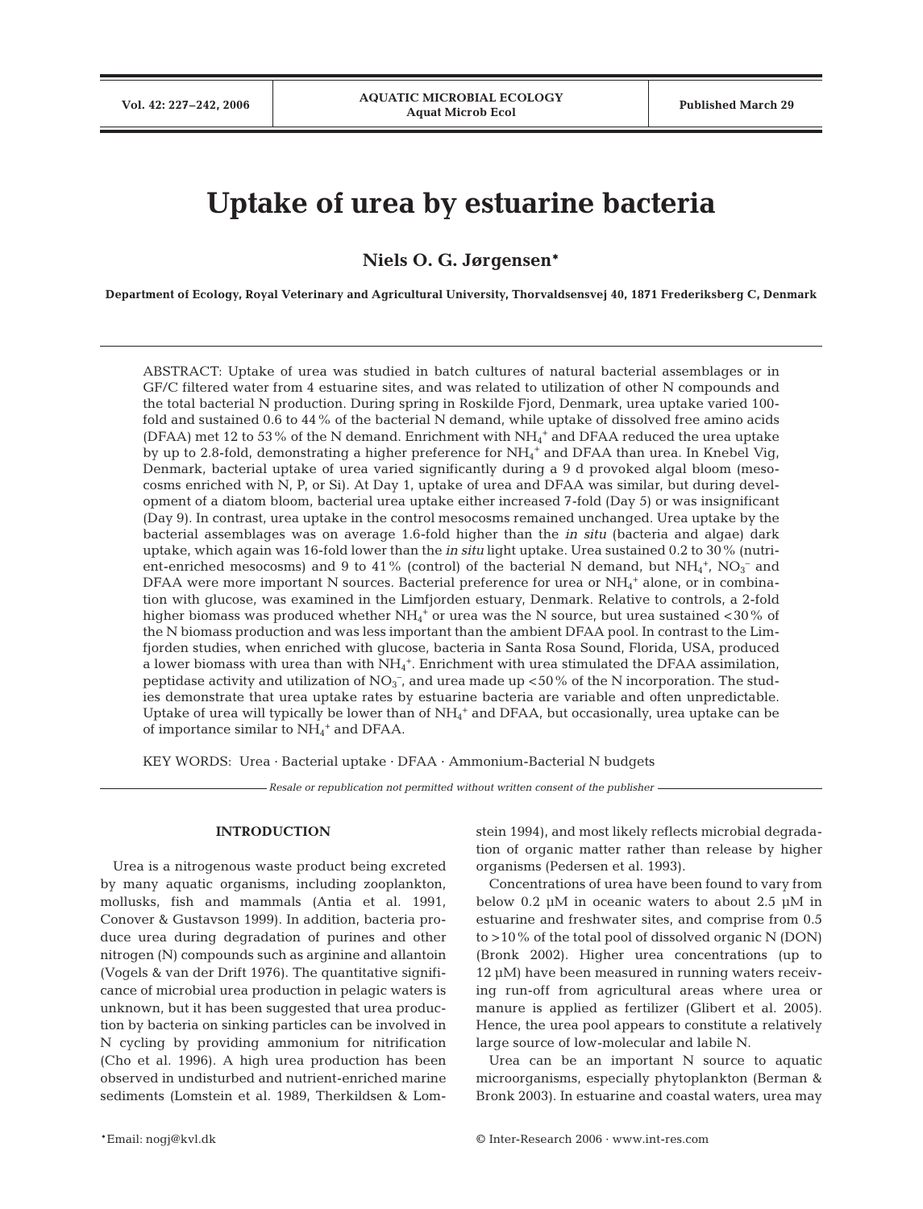# Uptake of urea by estuarine bacteria

**Niels O. G. Jørgensen***

**Department of Ecology, Royal Veterinary and Agricultural University, Thorvaldsensvej 40, 1871 Frederiksberg C, Denmark**

ABSTRACT: Uptake of urea was studied in batch cultures of natural bacterial assemblages or in GF/C filtered water from 4 estuarine sites, and was related to utilization of other N compounds and the total bacterial N production. During spring in Roskilde Fjord, Denmark, urea uptake varied 100-fold and sustained 0.6 to 44% of the bacterial N demand, while uptake of dissolved free amino acids (DFAA) met 12 to 53% of the N demand. Enrichment with $NH_4^+$ and DFAA reduced the urea uptake by up to 2.8-fold, demonstrating a higher preference for $NH_4^+$ and DFAA than urea. In Knebel Vig, Denmark, bacterial uptake of urea varied significantly during a 9 d provoked algal bloom (mesocosms enriched with N, P, or Si). At Day 1, uptake of urea and DFAA was similar, but during development of a diatom bloom, bacterial urea uptake either increased 7-fold (Day 5) or was insignificant (Day 9). In contrast, urea uptake in the control mesocosms remained unchanged. Urea uptake by the bacterial assemblages was on average 1.6-fold higher than the *in situ* (bacteria and algae) dark uptake, which again was 16-fold lower than the *in situ* light uptake. Urea sustained 0.2 to 30% (nutrient-enriched mesocosms) and 9 to 41% (control) of the bacterial N demand, but $NH_4^+$, $NO_3^-$ and DFAA were more important N sources. Bacterial preference for urea or $NH_4^+$ alone, or in combination with glucose, was examined in the Limfjorden estuary, Denmark. Relative to controls, a 2-fold higher biomass was produced whether $NH_4^+$ or urea was the N source, but urea sustained <30% of the N biomass production and was less important than the ambient DFAA pool. In contrast to the Limfjorden studies, when enriched with glucose, bacteria in Santa Rosa Sound, Florida, USA, produced a lower biomass with urea than with $NH_4^+$. Enrichment with urea stimulated the DFAA assimilation, peptidase activity and utilization of $NO_3^-$, and urea made up <50% of the N incorporation. The studies demonstrate that urea uptake rates by estuarine bacteria are variable and often unpredictable. Uptake of urea will typically be lower than of $NH_4^+$ and DFAA, but occasionally, urea uptake can be of importance similar to $NH_4^+$ and DFAA.

KEY WORDS: Urea · Bacterial uptake · DFAA · Ammonium-Bacterial N budgets

*Resale or republication not permitted without written consent of the publisher*

## INTRODUCTION

Urea is a nitrogenous waste product being excreted by many aquatic organisms, including zooplankton, mollusks, fish and mammals (Antia et al. 1991, Conover & Gustavson 1999). In addition, bacteria produce urea during degradation of purines and other nitrogen (N) compounds such as arginine and allantoin (Vogels & van der Drift 1976). The quantitative significance of microbial urea production in pelagic waters is unknown, but it has been suggested that urea production by bacteria on sinking particles can be involved in N cycling by providing ammonium for nitrification (Cho et al. 1996). A high urea production has been observed in undisturbed and nutrient-enriched marine sediments (Lomstein et al. 1989, Therkildsen & Lomstein 1994), and most likely reflects microbial degradation of organic matter rather than release by higher organisms (Pedersen et al. 1993).

Concentrations of urea have been found to vary from below 0.2 µM in oceanic waters to about 2.5 µM in estuarine and freshwater sites, and comprise from 0.5 to >10% of the total pool of dissolved organic N (DON) (Bronk 2002). Higher urea concentrations (up to 12 µM) have been measured in running waters receiving run-off from agricultural areas where urea or manure is applied as fertilizer (Glibert et al. 2005). Hence, the urea pool appears to constitute a relatively large source of low-molecular and labile N.

Urea can be an important N source to aquatic microorganisms, especially phytoplankton (Berman & Bronk 2003). In estuarine and coastal waters, urea may

*Email: nogj@kvl.dk

© Inter-Research 2006 · www.int-res.com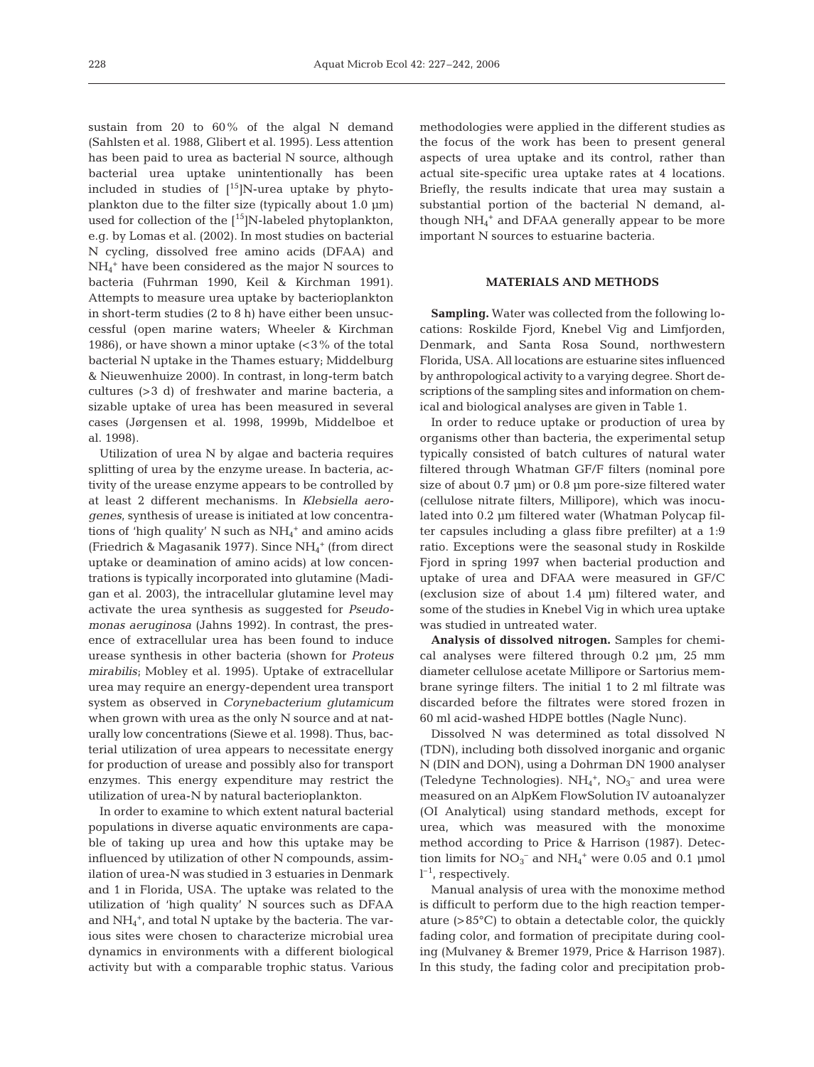sustain from 20 to 60% of the algal N demand (Sahlsten et al. 1988, Glibert et al. 1995). Less attention has been paid to urea as bacterial N source, although bacterial urea uptake unintentionally has been included in studies of [$^{15}$]N-urea uptake by phytoplankton due to the filter size (typically about 1.0 µm) used for collection of the [$^{15}$]N-labeled phytoplankton, e.g. by Lomas et al. (2002). In most studies on bacterial N cycling, dissolved free amino acids (DFAA) and $NH_4^+$ have been considered as the major N sources to bacteria (Fuhrman 1990, Keil & Kirchman 1991). Attempts to measure urea uptake by bacterioplankton in short-term studies (2 to 8 h) have either been unsuccessful (open marine waters; Wheeler & Kirchman 1986), or have shown a minor uptake (<3% of the total bacterial N uptake in the Thames estuary; Middelburg & Nieuwenhuize 2000). In contrast, in long-term batch cultures (>3 d) of freshwater and marine bacteria, a sizable uptake of urea has been measured in several cases (Jørgensen et al. 1998, 1999b, Middelboe et al. 1998).

Utilization of urea N by algae and bacteria requires splitting of urea by the enzyme urease. In bacteria, activity of the urease enzyme appears to be controlled by at least 2 different mechanisms. In *Klebsiella aerogenes*, synthesis of urease is initiated at low concentrations of 'high quality' N such as $NH_4^+$ and amino acids (Friedrich & Magasanik 1977). Since $NH_4^+$ (from direct uptake or deamination of amino acids) at low concentrations is typically incorporated into glutamine (Madigan et al. 2003), the intracellular glutamine level may activate the urea synthesis as suggested for *Pseudomonas aeruginosa* (Jahns 1992). In contrast, the presence of extracellular urea has been found to induce urease synthesis in other bacteria (shown for *Proteus mirabilis*; Mobley et al. 1995). Uptake of extracellular urea may require an energy-dependent urea transport system as observed in *Corynebacterium glutamicum* when grown with urea as the only N source and at naturally low concentrations (Siewe et al. 1998). Thus, bacterial utilization of urea appears to necessitate energy for production of urease and possibly also for transport enzymes. This energy expenditure may restrict the utilization of urea-N by natural bacterioplankton.

In order to examine to which extent natural bacterial populations in diverse aquatic environments are capable of taking up urea and how this uptake may be influenced by utilization of other N compounds, assimilation of urea-N was studied in 3 estuaries in Denmark and 1 in Florida, USA. The uptake was related to the utilization of 'high quality' N sources such as DFAA and $NH_4^+$, and total N uptake by the bacteria. The various sites were chosen to characterize microbial urea dynamics in environments with a different biological activity but with a comparable trophic status. Various methodologies were applied in the different studies as the focus of the work has been to present general aspects of urea uptake and its control, rather than actual site-specific urea uptake rates at 4 locations. Briefly, the results indicate that urea may sustain a substantial portion of the bacterial N demand, although $NH_4^+$ and DFAA generally appear to be more important N sources to estuarine bacteria.

## MATERIALS AND METHODS

**Sampling.** Water was collected from the following locations: Roskilde Fjord, Knebel Vig and Limfjorden, Denmark, and Santa Rosa Sound, northwestern Florida, USA. All locations are estuarine sites influenced by anthropological activity to a varying degree. Short descriptions of the sampling sites and information on chemical and biological analyses are given in Table 1.

In order to reduce uptake or production of urea by organisms other than bacteria, the experimental setup typically consisted of batch cultures of natural water filtered through Whatman GF/F filters (nominal pore size of about 0.7 µm) or 0.8 µm pore-size filtered water (cellulose nitrate filters, Millipore), which was inoculated into 0.2 µm filtered water (Whatman Polycap filter capsules including a glass fibre prefilter) at a 1:9 ratio. Exceptions were the seasonal study in Roskilde Fjord in spring 1997 when bacterial production and uptake of urea and DFAA were measured in GF/C (exclusion size of about 1.4 µm) filtered water, and some of the studies in Knebel Vig in which urea uptake was studied in untreated water.

**Analysis of dissolved nitrogen.** Samples for chemical analyses were filtered through 0.2 µm, 25 mm diameter cellulose acetate Millipore or Sartorius membrane syringe filters. The initial 1 to 2 ml filtrate was discarded before the filtrates were stored frozen in 60 ml acid-washed HDPE bottles (Nagle Nunc).

Dissolved N was determined as total dissolved N (TDN), including both dissolved inorganic and organic N (DIN and DON), using a Dohrman DN 1900 analyser (Teledyne Technologies). $NH_4^+$, $NO_3^-$ and urea were measured on an AlpKem FlowSolution IV autoanalyzer (OI Analytical) using standard methods, except for urea, which was measured with the monoxime method according to Price & Harrison (1987). Detection limits for $NO_3^-$ and $NH_4^+$ were 0.05 and 0.1 µmol $l^{-1}$, respectively.

Manual analysis of urea with the monoxime method is difficult to perform due to the high reaction temperature (>85°C) to obtain a detectable color, the quickly fading color, and formation of precipitate during cooling (Mulvaney & Bremer 1979, Price & Harrison 1987). In this study, the fading color and precipitation prob-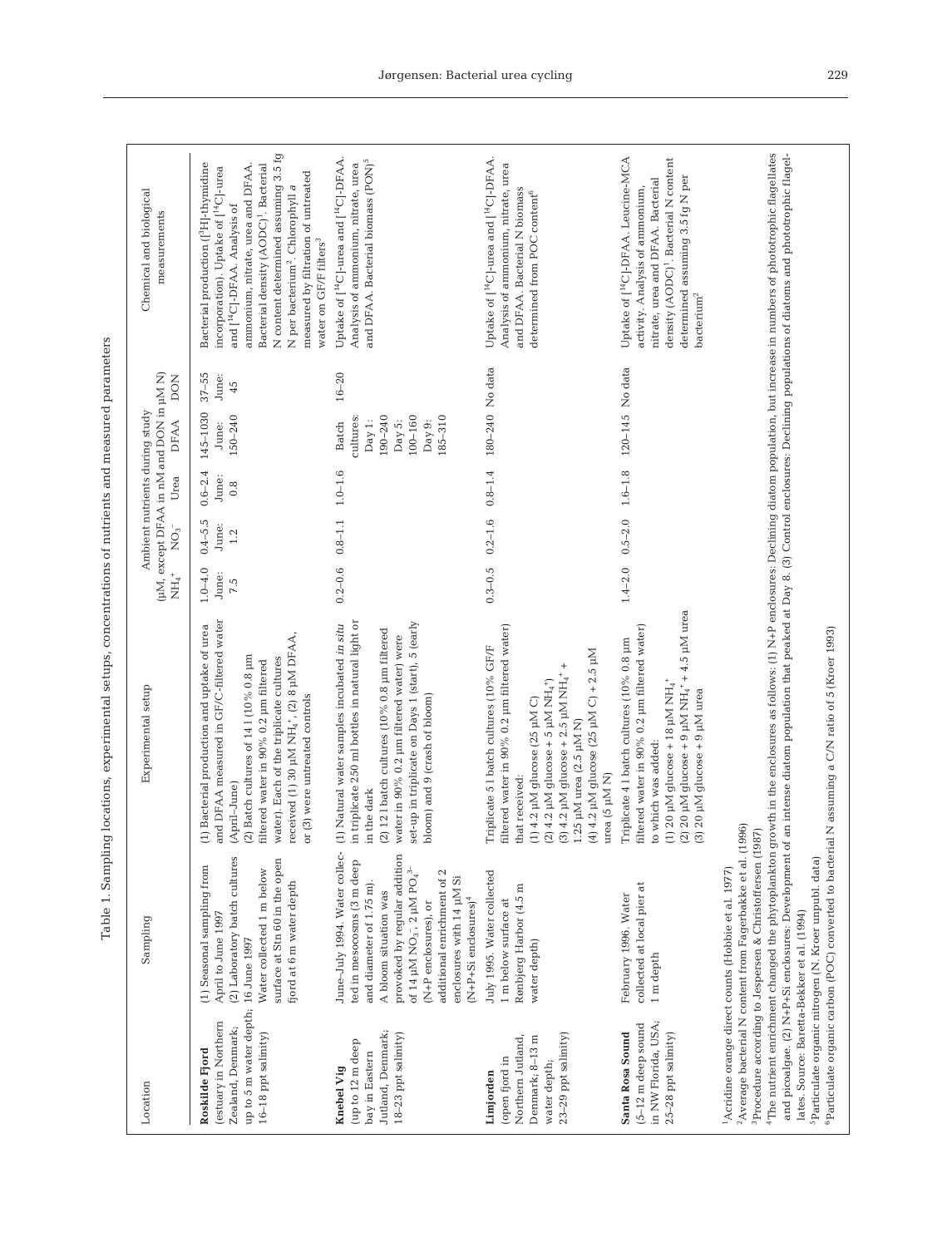Table 1. Sampling locations, experimental setups, concentrations of nutrients and measured parameters

| Location | Sampling | Experimental setup | Ambient nutrients during study (µM, except DFAA in nM and DON in µM N) | | | | | | Chemical and biological measurements |
|---|---|---|---|---|---|---|---|---|---|
| | | | $NH_4^+$ | $NO_3^-$ | Urea | DFAA | DON | |
| **Roskilde Fjord** (estuary in Northern Zealand, Denmark; up to 5 m water depth; 16–18 ppt salinity) | (1) Seasonal sampling from April to June 1997 (2) Laboratory batch cultures 16 June 1997 Water collected 1 m below surface at Stn 60 in the open fjord at 6 m water depth | (1) Bacterial production and uptake of urea and DFAA measured in GF/C-filtered water (April–June) (2) Batch cultures of 14 l (10% 0.8 µm filtered water in 90% 0.2 µm filtered water). Each of the triplicate cultures received (1) 30 µM $NH_4^+$, (2) 8 µM DFAA, or (3) were untreated controls | 1.0–4.0 June: 7.5 | 0.4–5.5 June: 1.2 | 0.6–2.4 June: 0.8 | 145–1030 June: 150–240 | 37–55 June: 45 | Bacterial production ([$^3$H]-thymidine incorporation). Uptake of [$^{14}$C]-urea and [$^{14}$C]-DFAA. Analysis of ammonium, nitrate, urea and DFAA. Bacterial density (AODC)[1]. Bacterial N content determined assuming 3.5 fg N per bacterium[2]. Chlorophyll *a* measured by filtration of untreated water on GF/F filters[3] |
| **Knebel Vig** (up to 12 m deep bay in Eastern Jutland, Denmark; 18–23 ppt salinity) | June–July 1994. Water collected in mesocosms (3 m deep and diameter of 1.75 m). A bloom situation was provoked by regular addition of 14 µM $NO_3^-$, 2 µM $PO_4^{3-}$ (N+P enclosures), or additional enrichment of 2 enclosures with 14 µM Si (N+P+Si enclosures)[4] | (1) Natural water samples incubated *in situ* in triplicate 250 ml bottles in natural light or in the dark (2) 12 l batch cultures (10% 0.8 µm filtered water in 90% 0.2 µm filtered water) were set-up in triplicate on Days 1 (start), 5 (early bloom) and 9 (crash of bloom) | 0.2–0.6 | 0.8–1.1 | 1.0–1.6 | Batch cultures: Day 1: 190–240 Day 5: 100–160 Day 9: 185–310 | 16–20 | Uptake of [$^{14}$C]-urea and [$^{14}$C]-DFAA. Analysis of ammonium, nitrate, urea and DFAA. Bacterial biomass (PON)[5] |
| **Limjorden** (open fjord in Northern Jutland, Denmark; 8–13 m water depth; 23–29 ppt salinity) | July 1995. Water collected 1 m below surface at Rønbjerg Harbor (4.5 m water depth) | Triplicate 5 l batch cultures (10% GF/F filtered water in 90% 0.2 µm filtered water) that received: (1) 4.2 µM glucose (25 µM C) (2) 4.2 µM glucose + 5 µM $NH_4^+$) (3) 4.2 µM glucose + 2.5 µM $NH_4^+$ + 1.25 µM urea (2.5 µM N) (4) 4.2 µM glucose (25 µM C) + 2.5 µM urea (5 µM N) | 0.3–0.5 | 0.2–1.6 | 0.8–1.4 | 180–240 | No data | Uptake of [$^{14}$C]-urea and [$^{14}$C]-DFAA. Analysis of ammonium, nitrate, urea and DFAA. Bacterial N biomass determined from POC content[6] |
| **Santa Rosa Sound** (5–12 m deep sound in NW Florida, USA; 25–28 ppt salinity) | February 1996. Water collected at local pier at 1 m depth | Triplicate 4 l batch cultures (10% 0.8 µm filtered water in 90% 0.2 µm filtered water) to which was added: (1) 20 µM glucose + 18 µM $NH_4^+$ (2) 20 µM glucose + 9 µM $NH_4^+$ + 4.5 µM urea (3) 20 µM glucose + 9 µM urea | 1.4–2.0 | 0.5–2.0 | 1.6–1.8 | 120–145 | No data | Uptake of [$^{14}$C]-DFAA. Leucine-MCA activity. Analysis of ammonium, nitrate, urea and DFAA. Bacterial density (AODC)[1]. Bacterial N content determined assuming 3.5 fg N per bacterium[2] |

[1]Acridine orange direct counts (Hobbie et al. 1977)
[2]Average bacterial N content from Fagerbakke et al. (1996)
[3]Procedure according to Jespersen & Christoffersen (1987)
[4]The nutrient enrichment changed the phytoplankton growth in the enclosures as follows: (1) N+P enclosures: Declining diatom population, but increase in numbers of phototrophic flagellates and picoalgae. (2) N+P+Si enclosures: Development of an intense diatom population that peaked at Day 8. (3) Control enclosures: Declining populations of diatoms and phototrophic flagellates. Source: Baretta-Bekker et al. (1994)
[5]Particulate organic nitrogen (N. Kroer unpubl. data)
[6]Particulate organic carbon (POC) converted to bacterial N assuming a C/N ratio of 5 (Kroer 1993)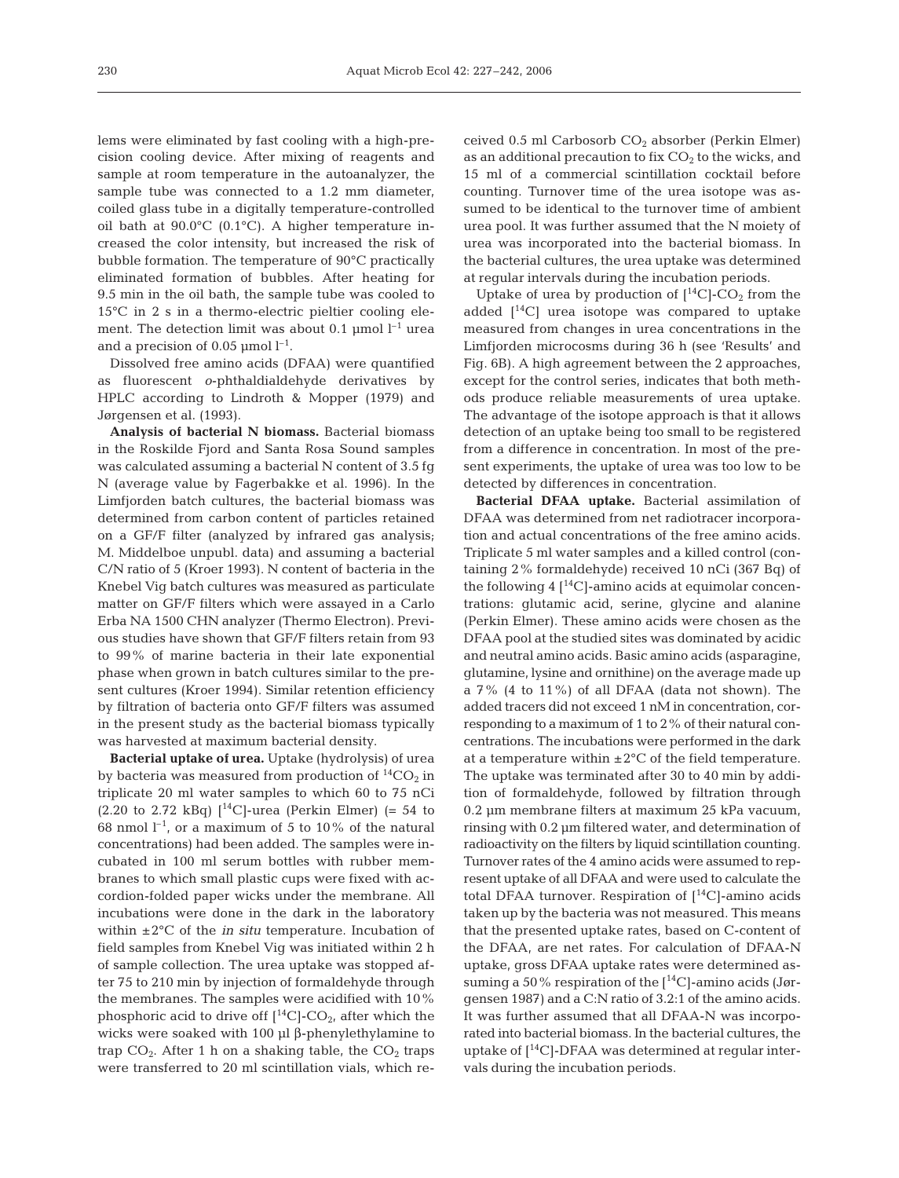lems were eliminated by fast cooling with a high-precision cooling device. After mixing of reagents and sample at room temperature in the autoanalyzer, the sample tube was connected to a 1.2 mm diameter, coiled glass tube in a digitally temperature-controlled oil bath at 90.0°C (0.1°C). A higher temperature increased the color intensity, but increased the risk of bubble formation. The temperature of 90°C practically eliminated formation of bubbles. After heating for 9.5 min in the oil bath, the sample tube was cooled to 15°C in 2 s in a thermo-electric pieltier cooling element. The detection limit was about 0.1 µmol $l^{-1}$ urea and a precision of 0.05 µmol $l^{-1}$.

Dissolved free amino acids (DFAA) were quantified as fluorescent *o*-phthaldialdehyde derivatives by HPLC according to Lindroth & Mopper (1979) and Jørgensen et al. (1993).

**Analysis of bacterial N biomass.** Bacterial biomass in the Roskilde Fjord and Santa Rosa Sound samples was calculated assuming a bacterial N content of 3.5 fg N (average value by Fagerbakke et al. 1996). In the Limfjorden batch cultures, the bacterial biomass was determined from carbon content of particles retained on a GF/F filter (analyzed by infrared gas analysis; M. Middelboe unpubl. data) and assuming a bacterial C/N ratio of 5 (Kroer 1993). N content of bacteria in the Knebel Vig batch cultures was measured as particulate matter on GF/F filters which were assayed in a Carlo Erba NA 1500 CHN analyzer (Thermo Electron). Previous studies have shown that GF/F filters retain from 93 to 99% of marine bacteria in their late exponential phase when grown in batch cultures similar to the present cultures (Kroer 1994). Similar retention efficiency by filtration of bacteria onto GF/F filters was assumed in the present study as the bacterial biomass typically was harvested at maximum bacterial density.

**Bacterial uptake of urea.** Uptake (hydrolysis) of urea by bacteria was measured from production of $^{14}CO_2$ in triplicate 20 ml water samples to which 60 to 75 nCi (2.20 to 2.72 kBq) [$^{14}$C]-urea (Perkin Elmer) (= 54 to 68 nmol $l^{-1}$, or a maximum of 5 to 10% of the natural concentrations) had been added. The samples were incubated in 100 ml serum bottles with rubber membranes to which small plastic cups were fixed with accordion-folded paper wicks under the membrane. All incubations were done in the dark in the laboratory within ±2°C of the *in situ* temperature. Incubation of field samples from Knebel Vig was initiated within 2 h of sample collection. The urea uptake was stopped after 75 to 210 min by injection of formaldehyde through the membranes. The samples were acidified with 10% phosphoric acid to drive off [$^{14}$C]-$CO_2$, after which the wicks were soaked with 100 µl β-phenylethylamine to trap $CO_2$. After 1 h on a shaking table, the $CO_2$ traps were transferred to 20 ml scintillation vials, which received 0.5 ml Carbosorb $CO_2$ absorber (Perkin Elmer) as an additional precaution to fix $CO_2$ to the wicks, and 15 ml of a commercial scintillation cocktail before counting. Turnover time of the urea isotope was assumed to be identical to the turnover time of ambient urea pool. It was further assumed that the N moiety of urea was incorporated into the bacterial biomass. In the bacterial cultures, the urea uptake was determined at regular intervals during the incubation periods.

Uptake of urea by production of [$^{14}$C]-$CO_2$ from the added [$^{14}$C] urea isotope was compared to uptake measured from changes in urea concentrations in the Limfjorden microcosms during 36 h (see 'Results' and Fig. 6B). A high agreement between the 2 approaches, except for the control series, indicates that both methods produce reliable measurements of urea uptake. The advantage of the isotope approach is that it allows detection of an uptake being too small to be registered from a difference in concentration. In most of the present experiments, the uptake of urea was too low to be detected by differences in concentration.

**Bacterial DFAA uptake.** Bacterial assimilation of DFAA was determined from net radiotracer incorporation and actual concentrations of the free amino acids. Triplicate 5 ml water samples and a killed control (containing 2% formaldehyde) received 10 nCi (367 Bq) of the following 4 [$^{14}$C]-amino acids at equimolar concentrations: glutamic acid, serine, glycine and alanine (Perkin Elmer). These amino acids were chosen as the DFAA pool at the studied sites was dominated by acidic and neutral amino acids. Basic amino acids (asparagine, glutamine, lysine and ornithine) on the average made up a 7% (4 to 11%) of all DFAA (data not shown). The added tracers did not exceed 1 nM in concentration, corresponding to a maximum of 1 to 2% of their natural concentrations. The incubations were performed in the dark at a temperature within ±2°C of the field temperature. The uptake was terminated after 30 to 40 min by addition of formaldehyde, followed by filtration through 0.2 µm membrane filters at maximum 25 kPa vacuum, rinsing with 0.2 µm filtered water, and determination of radioactivity on the filters by liquid scintillation counting. Turnover rates of the 4 amino acids were assumed to represent uptake of all DFAA and were used to calculate the total DFAA turnover. Respiration of [$^{14}$C]-amino acids taken up by the bacteria was not measured. This means that the presented uptake rates, based on C-content of the DFAA, are net rates. For calculation of DFAA-N uptake, gross DFAA uptake rates were determined assuming a 50% respiration of the [$^{14}$C]-amino acids (Jørgensen 1987) and a C:N ratio of 3.2:1 of the amino acids. It was further assumed that all DFAA-N was incorporated into bacterial biomass. In the bacterial cultures, the uptake of [$^{14}$C]-DFAA was determined at regular intervals during the incubation periods.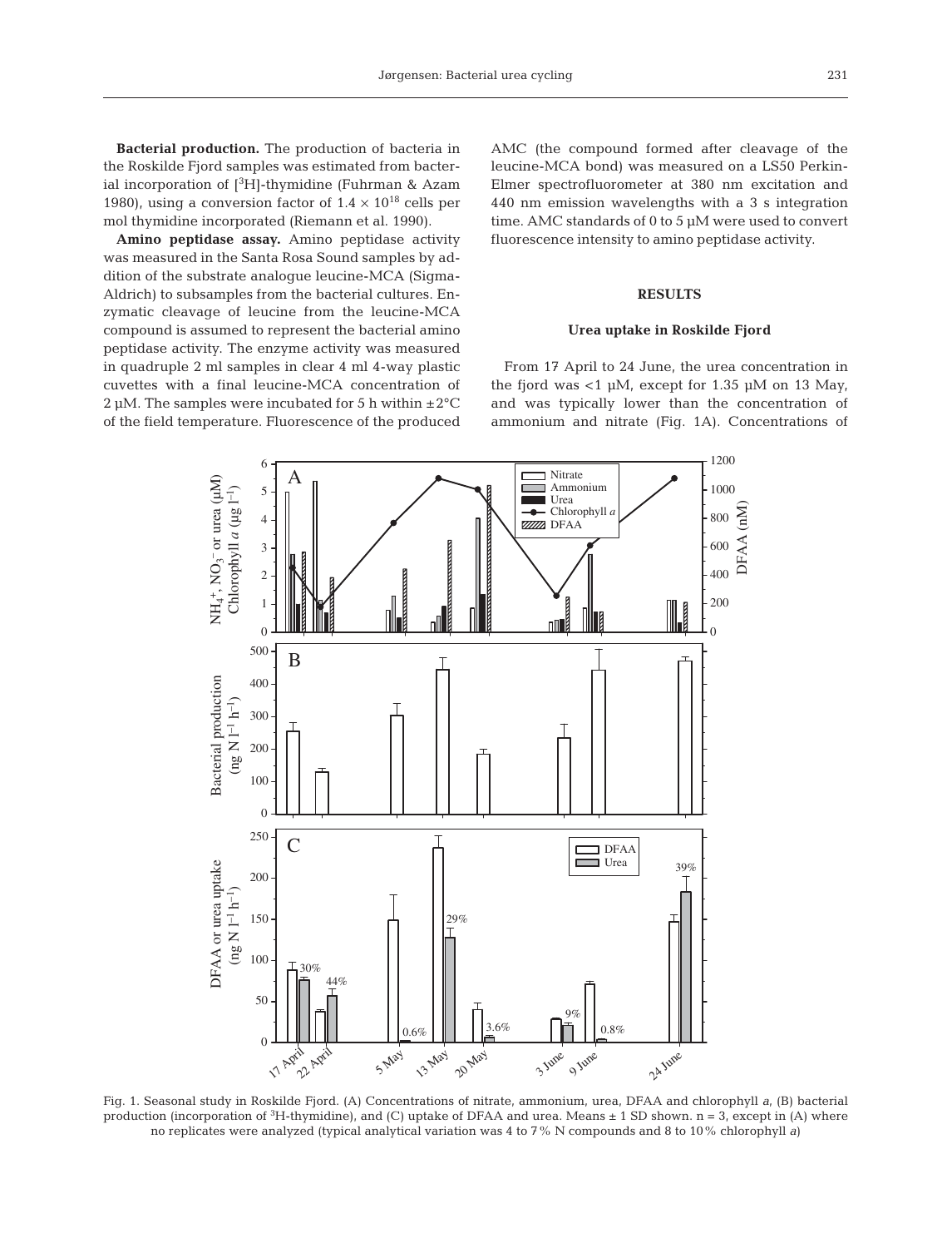**Bacterial production.** The production of bacteria in the Roskilde Fjord samples was estimated from bacterial incorporation of [$^3$H]-thymidine (Fuhrman & Azam 1980), using a conversion factor of $1.4 \times 10^{18}$ cells per mol thymidine incorporated (Riemann et al. 1990).

**Amino peptidase assay.** Amino peptidase activity was measured in the Santa Rosa Sound samples by addition of the substrate analogue leucine-MCA (Sigma-Aldrich) to subsamples from the bacterial cultures. Enzymatic cleavage of leucine from the leucine-MCA compound is assumed to represent the bacterial amino peptidase activity. The enzyme activity was measured in quadruple 2 ml samples in clear 4 ml 4-way plastic cuvettes with a final leucine-MCA concentration of 2 µM. The samples were incubated for 5 h within ±2°C of the field temperature. Fluorescence of the produced AMC (the compound formed after cleavage of the leucine-MCA bond) was measured on a LS50 Perkin-Elmer spectrofluorometer at 380 nm excitation and 440 nm emission wavelengths with a 3 s integration time. AMC standards of 0 to 5 µM were used to convert fluorescence intensity to amino peptidase activity.

## RESULTS

### Urea uptake in Roskilde Fjord

From 17 April to 24 June, the urea concentration in the fjord was <1 µM, except for 1.35 µM on 13 May, and was typically lower than the concentration of ammonium and nitrate (Fig. 1A). Concentrations of

Fig. 1. Seasonal study in Roskilde Fjord. (A) Concentrations of nitrate, ammonium, urea, DFAA and chlorophyll *a*, (B) bacterial production (incorporation of $^3$H-thymidine), and (C) uptake of DFAA and urea. Means ± 1 SD shown. n = 3, except in (A) where no replicates were analyzed (typical analytical variation was 4 to 7% N compounds and 8 to 10% chlorophyll *a*)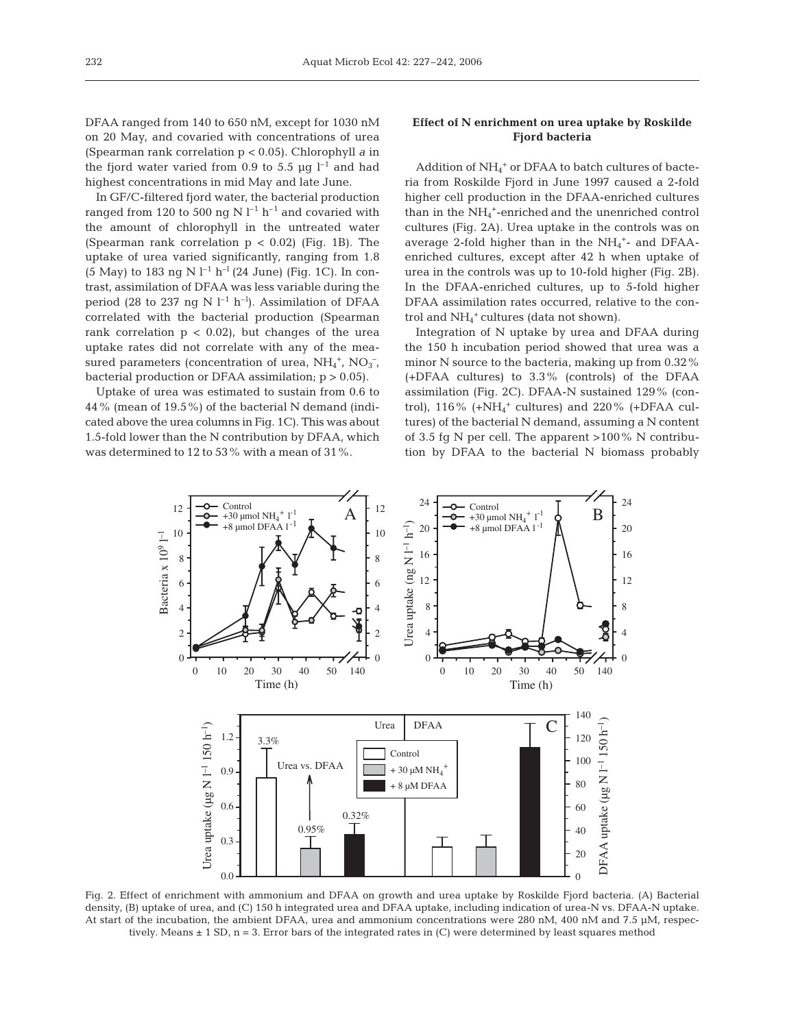DFAA ranged from 140 to 650 nM, except for 1030 nM on 20 May, and covaried with concentrations of urea (Spearman rank correlation $p < 0.05$). Chlorophyll *a* in the fjord water varied from 0.9 to 5.5 µg $l^{-1}$ and had highest concentrations in mid May and late June.

In GF/C-filtered fjord water, the bacterial production ranged from 120 to 500 ng N $l^{-1}$ $h^{-1}$ and covaried with the amount of chlorophyll in the untreated water (Spearman rank correlation $p < 0.02$) (Fig. 1B). The uptake of urea varied significantly, ranging from 1.8 (5 May) to 183 ng N $l^{-1}$ $h^{-1}$ (24 June) (Fig. 1C). In contrast, assimilation of DFAA was less variable during the period (28 to 237 ng N $l^{-1}$ $h^{-1}$). Assimilation of DFAA correlated with the bacterial production (Spearman rank correlation $p < 0.02$), but changes of the urea uptake rates did not correlate with any of the measured parameters (concentration of urea, $NH_4^+$, $NO_3^-$, bacterial production or DFAA assimilation; $p > 0.05$).

Uptake of urea was estimated to sustain from 0.6 to 44% (mean of 19.5%) of the bacterial N demand (indicated above the urea columns in Fig. 1C). This was about 1.5-fold lower than the N contribution by DFAA, which was determined to 12 to 53% with a mean of 31%.

### Effect of N enrichment on urea uptake by Roskilde Fjord bacteria

Addition of $NH_4^+$ or DFAA to batch cultures of bacteria from Roskilde Fjord in June 1997 caused a 2-fold higher cell production in the DFAA-enriched cultures than in the $NH_4^+$-enriched and the unenriched control cultures (Fig. 2A). Urea uptake in the controls was on average 2-fold higher than in the $NH_4^+$- and DFAA-enriched cultures, except after 42 h when uptake of urea in the controls was up to 10-fold higher (Fig. 2B). In the DFAA-enriched cultures, up to 5-fold higher DFAA assimilation rates occurred, relative to the control and $NH_4^+$ cultures (data not shown).

Integration of N uptake by urea and DFAA during the 150 h incubation period showed that urea was a minor N source to the bacteria, making up from 0.32% (+DFAA cultures) to 3.3% (controls) of the DFAA assimilation (Fig. 2C). DFAA-N sustained 129% (control), 116% (+$NH_4^+$ cultures) and 220% (+DFAA cultures) of the bacterial N demand, assuming a N content of 3.5 fg N per cell. The apparent >100% N contribution by DFAA to the bacterial N biomass probably

Fig. 2. Effect of enrichment with ammonium and DFAA on growth and urea uptake by Roskilde Fjord bacteria. (A) Bacterial density, (B) uptake of urea, and (C) 150 h integrated urea and DFAA uptake, including indication of urea-N vs. DFAA-N uptake. At start of the incubation, the ambient DFAA, urea and ammonium concentrations were 280 nM, 400 nM and 7.5 µM, respectively. Means ± 1 SD, n = 3. Error bars of the integrated rates in (C) were determined by least squares method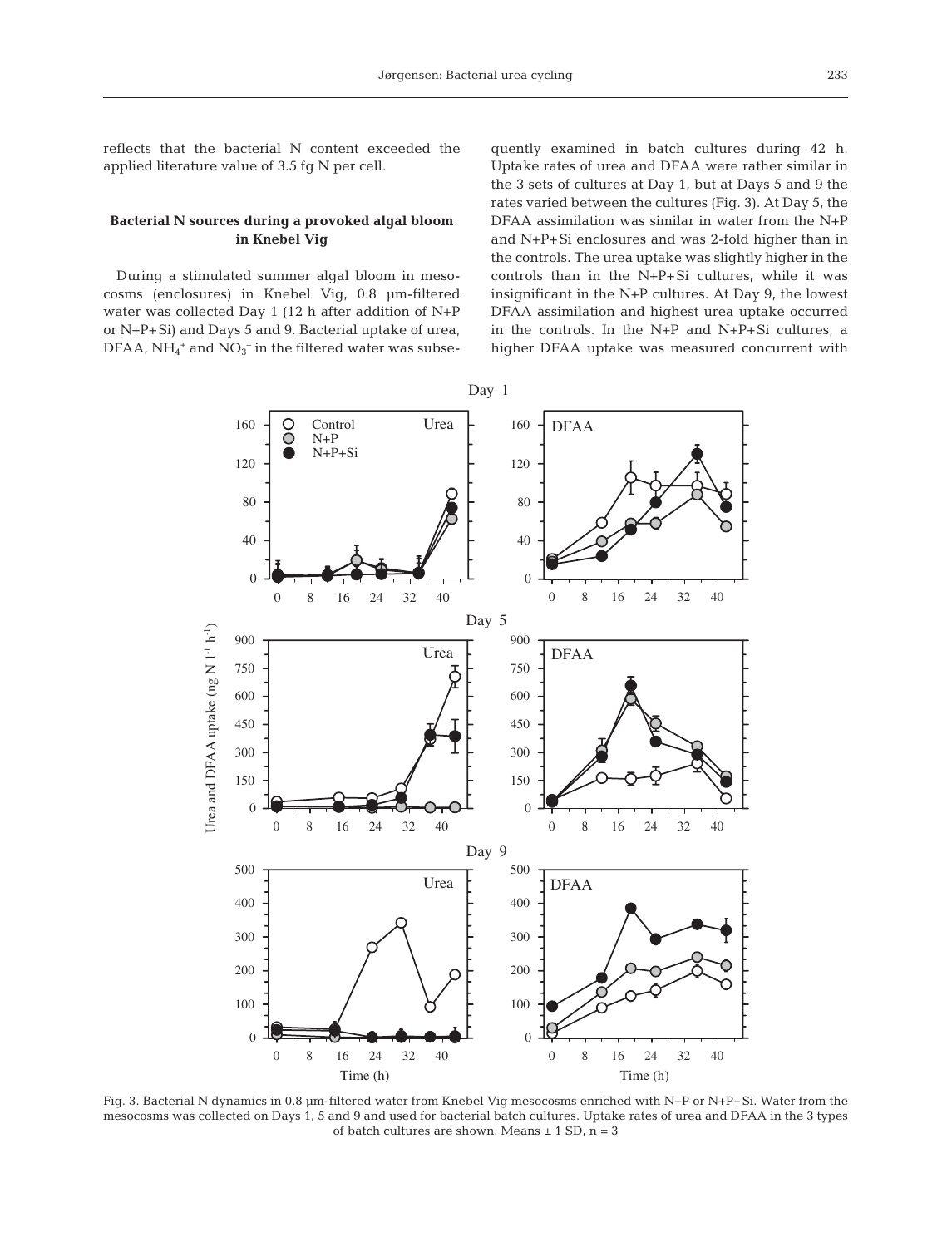reflects that the bacterial N content exceeded the applied literature value of 3.5 fg N per cell.

### Bacterial N sources during a provoked algal bloom in Knebel Vig

During a stimulated summer algal bloom in mesocosms (enclosures) in Knebel Vig, 0.8 µm-filtered water was collected Day 1 (12 h after addition of N+P or N+P+Si) and Days 5 and 9. Bacterial uptake of urea, DFAA, $NH_4^+$ and $NO_3^-$ in the filtered water was subsequently examined in batch cultures during 42 h. Uptake rates of urea and DFAA were rather similar in the 3 sets of cultures at Day 1, but at Days 5 and 9 the rates varied between the cultures (Fig. 3). At Day 5, the DFAA assimilation was similar in water from the N+P and N+P+Si enclosures and was 2-fold higher than in the controls. The urea uptake was slightly higher in the controls than in the N+P+Si cultures, while it was insignificant in the N+P cultures. At Day 9, the lowest DFAA assimilation and highest urea uptake occurred in the controls. In the N+P and N+P+Si cultures, a higher DFAA uptake was measured concurrent with

Fig. 3. Bacterial N dynamics in 0.8 µm-filtered water from Knebel Vig mesocosms enriched with N+P or N+P+Si. Water from the mesocosms was collected on Days 1, 5 and 9 and used for bacterial batch cultures. Uptake rates of urea and DFAA in the 3 types of batch cultures are shown. Means ± 1 SD, n = 3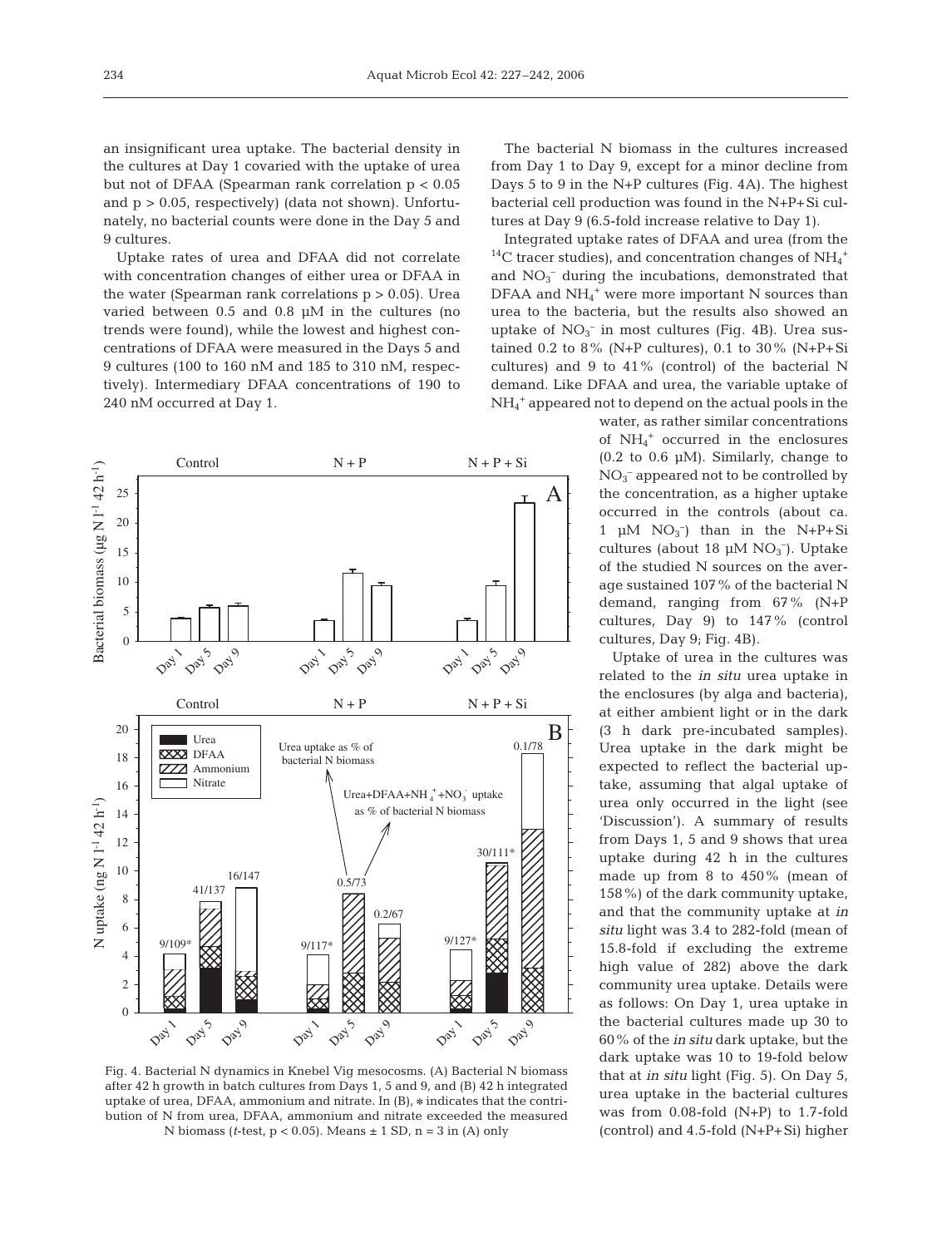an insignificant urea uptake. The bacterial density in the cultures at Day 1 covaried with the uptake of urea but not of DFAA (Spearman rank correlation $p < 0.05$ and $p > 0.05$, respectively) (data not shown). Unfortunately, no bacterial counts were done in the Day 5 and 9 cultures.

Uptake rates of urea and DFAA did not correlate with concentration changes of either urea or DFAA in the water (Spearman rank correlations $p > 0.05$). Urea varied between 0.5 and 0.8 µM in the cultures (no trends were found), while the lowest and highest concentrations of DFAA were measured in the Days 5 and 9 cultures (100 to 160 nM and 185 to 310 nM, respectively). Intermediary DFAA concentrations of 190 to 240 nM occurred at Day 1.

The bacterial N biomass in the cultures increased from Day 1 to Day 9, except for a minor decline from Days 5 to 9 in the N+P cultures (Fig. 4A). The highest bacterial cell production was found in the N+P+Si cultures at Day 9 (6.5-fold increase relative to Day 1).

Integrated uptake rates of DFAA and urea (from the $^{14}C$ tracer studies), and concentration changes of $NH_4^+$ and $NO_3^-$ during the incubations, demonstrated that DFAA and $NH_4^+$ were more important N sources than urea to the bacteria, but the results also showed an uptake of $NO_3^-$ in most cultures (Fig. 4B). Urea sustained 0.2 to 8% (N+P cultures), 0.1 to 30% (N+P+Si cultures) and 9 to 41% (control) of the bacterial N demand. Like DFAA and urea, the variable uptake of $NH_4^+$ appeared not to depend on the actual pools in the water, as rather similar concentrations of $NH_4^+$ occurred in the enclosures (0.2 to 0.6 µM). Similarly, change to $NO_3^-$ appeared not to be controlled by the concentration, as a higher uptake occurred in the controls (about ca. 1 µM $NO_3^-$) than in the N+P+Si cultures (about 18 µM $NO_3^-$). Uptake of the studied N sources on the average sustained 107% of the bacterial N demand, ranging from 67% (N+P cultures, Day 9) to 147% (control cultures, Day 9; Fig. 4B).

Uptake of urea in the cultures was related to the *in situ* urea uptake in the enclosures (by alga and bacteria), at either ambient light or in the dark (3 h dark pre-incubated samples). Urea uptake in the dark might be expected to reflect the bacterial uptake, assuming that algal uptake of urea only occurred in the light (see 'Discussion'). A summary of results from Days 1, 5 and 9 shows that urea uptake during 42 h in the cultures made up from 8 to 450% (mean of 158%) of the dark community uptake, and that the community uptake at *in situ* light was 3.4 to 282-fold (mean of 15.8-fold if excluding the extreme high value of 282) above the dark community urea uptake. Details were as follows: On Day 1, urea uptake in the bacterial cultures made up 30 to 60% of the *in situ* dark uptake, but the dark uptake was 10 to 19-fold below that at *in situ* light (Fig. 5). On Day 5, urea uptake in the bacterial cultures was from 0.08-fold (N+P) to 1.7-fold (control) and 4.5-fold (N+P+Si) higher

Fig. 4. Bacterial N dynamics in Knebel Vig mesocosms. (A) Bacterial N biomass after 42 h growth in batch cultures from Days 1, 5 and 9, and (B) 42 h integrated uptake of urea, DFAA, ammonium and nitrate. In (B), * indicates that the contribution of N from urea, DFAA, ammonium and nitrate exceeded the measured N biomass (*t*-test, $p < 0.05$). Means ± 1 SD, n = 3 in (A) only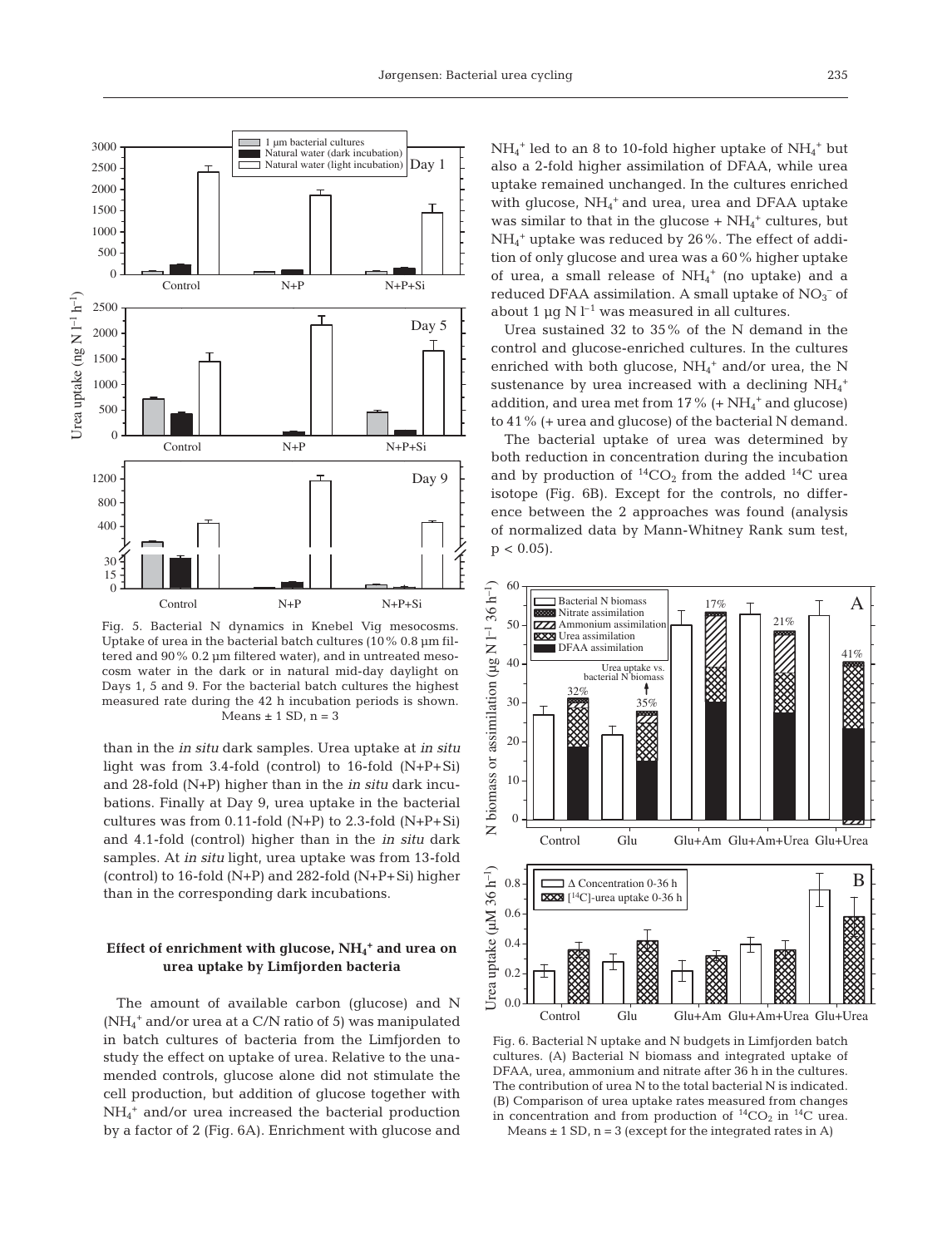Fig. 5. Bacterial N dynamics in Knebel Vig mesocosms. Uptake of urea in the bacterial batch cultures (10% 0.8 µm filtered and 90% 0.2 µm filtered water), and in untreated mesocosm water in the dark or in natural mid-day daylight on Days 1, 5 and 9. For the bacterial batch cultures the highest measured rate during the 42 h incubation periods is shown. Means ± 1 SD, n = 3

than in the *in situ* dark samples. Urea uptake at *in situ* light was from 3.4-fold (control) to 16-fold (N+P+Si) and 28-fold (N+P) higher than in the *in situ* dark incubations. Finally at Day 9, urea uptake in the bacterial cultures was from 0.11-fold (N+P) to 2.3-fold (N+P+Si) and 4.1-fold (control) higher than in the *in situ* dark samples. At *in situ* light, urea uptake was from 13-fold (control) to 16-fold (N+P) and 282-fold (N+P+Si) higher than in the corresponding dark incubations.

### Effect of enrichment with glucose, $NH_4^+$ and urea on urea uptake by Limfjorden bacteria

The amount of available carbon (glucose) and N ($NH_4^+$ and/or urea at a C/N ratio of 5) was manipulated in batch cultures of bacteria from the Limfjorden to study the effect on uptake of urea. Relative to the unamended controls, glucose alone did not stimulate the cell production, but addition of glucose together with $NH_4^+$ and/or urea increased the bacterial production by a factor of 2 (Fig. 6A). Enrichment with glucose and $NH_4^+$ led to an 8 to 10-fold higher uptake of $NH_4^+$ but also a 2-fold higher assimilation of DFAA, while urea uptake remained unchanged. In the cultures enriched with glucose, $NH_4^+$ and urea, urea and DFAA uptake was similar to that in the glucose + $NH_4^+$ cultures, but $NH_4^+$ uptake was reduced by 26%. The effect of addition of only glucose and urea was a 60% higher uptake of urea, a small release of $NH_4^+$ (no uptake) and a reduced DFAA assimilation. A small uptake of $NO_3^-$ of about 1 µg N $l^{-1}$ was measured in all cultures.

Urea sustained 32 to 35% of the N demand in the control and glucose-enriched cultures. In the cultures enriched with both glucose, $NH_4^+$ and/or urea, the N sustenance by urea increased with a declining $NH_4^+$ addition, and urea met from 17% (+ $NH_4^+$ and glucose) to 41% (+ urea and glucose) of the bacterial N demand.

The bacterial uptake of urea was determined by both reduction in concentration during the incubation and by production of $^{14}CO_2$ from the added $^{14}C$ urea isotope (Fig. 6B). Except for the controls, no difference between the 2 approaches was found (analysis of normalized data by Mann-Whitney Rank sum test, $p < 0.05$).

Fig. 6. Bacterial N uptake and N budgets in Limfjorden batch cultures. (A) Bacterial N biomass and integrated uptake of DFAA, urea, ammonium and nitrate after 36 h in the cultures. The contribution of urea N to the total bacterial N is indicated. (B) Comparison of urea uptake rates measured from changes in concentration and from production of $^{14}CO_2$ in $^{14}C$ urea. Means ± 1 SD, n = 3 (except for the integrated rates in A)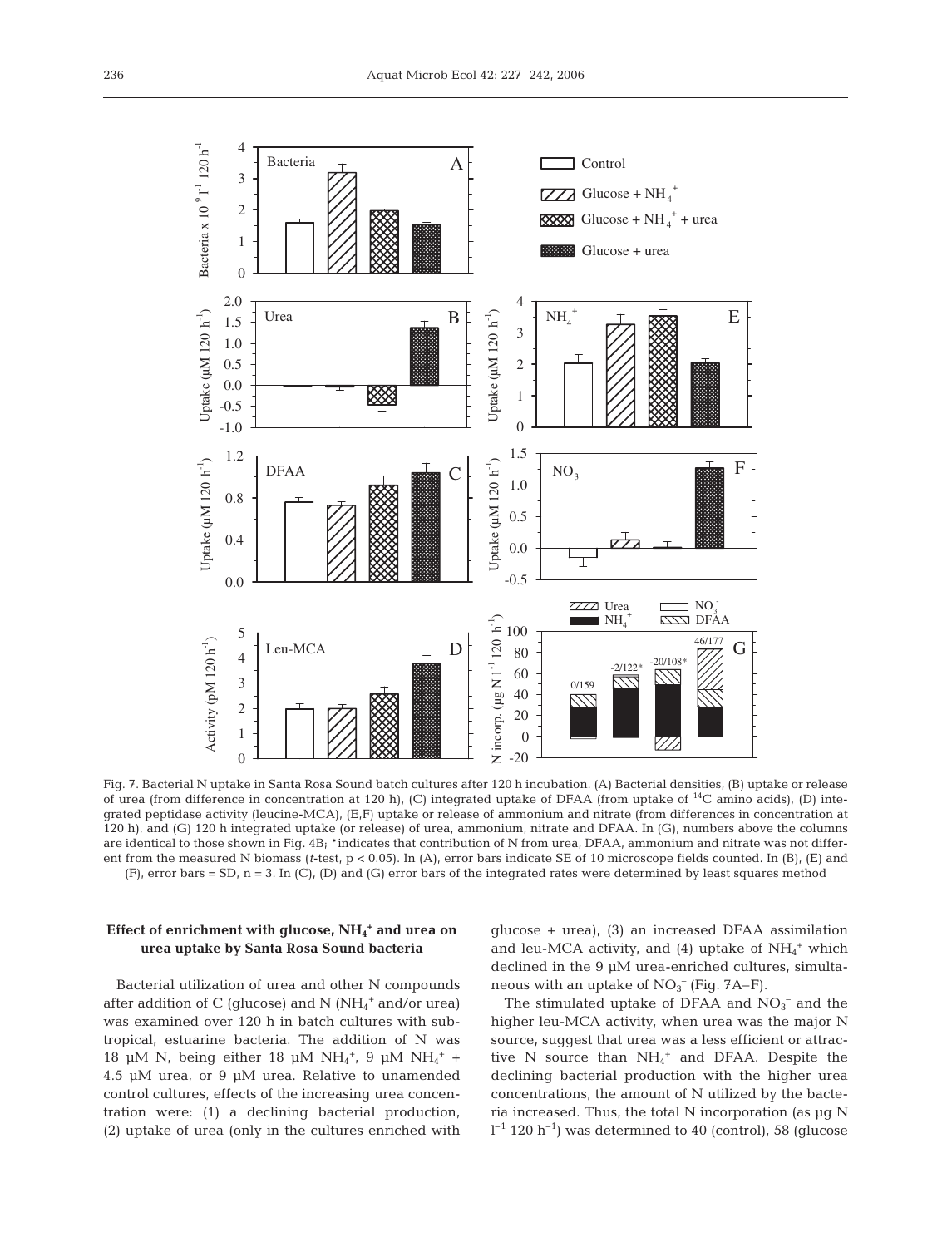Fig. 7. Bacterial N uptake in Santa Rosa Sound batch cultures after 120 h incubation. (A) Bacterial densities, (B) uptake or release of urea (from difference in concentration at 120 h), (C) integrated uptake of DFAA (from uptake of $^{14}C$ amino acids), (D) integrated peptidase activity (leucine-MCA), (E,F) uptake or release of ammonium and nitrate (from differences in concentration at 120 h), and (G) 120 h integrated uptake (or release) of urea, ammonium, nitrate and DFAA. In (G), numbers above the columns are identical to those shown in Fig. 4B; *indicates that contribution of N from urea, DFAA, ammonium and nitrate was not different from the measured N biomass (*t*-test, $p < 0.05$). In (A), error bars indicate SE of 10 microscope fields counted. In (B), (E) and (F), error bars = SD, n = 3. In (C), (D) and (G) error bars of the integrated rates were determined by least squares method

### Effect of enrichment with glucose, $NH_4^+$ and urea on urea uptake by Santa Rosa Sound bacteria

Bacterial utilization of urea and other N compounds after addition of C (glucose) and N ($NH_4^+$ and/or urea) was examined over 120 h in batch cultures with subtropical, estuarine bacteria. The addition of N was 18 µM N, being either 18 µM $NH_4^+$, 9 µM $NH_4^+$ + 4.5 µM urea, or 9 µM urea. Relative to unamended control cultures, effects of the increasing urea concentration were: (1) a declining bacterial production, (2) uptake of urea (only in the cultures enriched with glucose + urea), (3) an increased DFAA assimilation and leu-MCA activity, and (4) uptake of $NH_4^+$ which declined in the 9 µM urea-enriched cultures, simultaneous with an uptake of $NO_3^-$ (Fig. 7A–F).

The stimulated uptake of DFAA and $NO_3^-$ and the higher leu-MCA activity, when urea was the major N source, suggest that urea was a less efficient or attractive N source than $NH_4^+$ and DFAA. Despite the declining bacterial production with the higher urea concentrations, the amount of N utilized by the bacteria increased. Thus, the total N incorporation (as µg N $l^{-1}$ 120 $h^{-1}$) was determined to 40 (control), 58 (glucose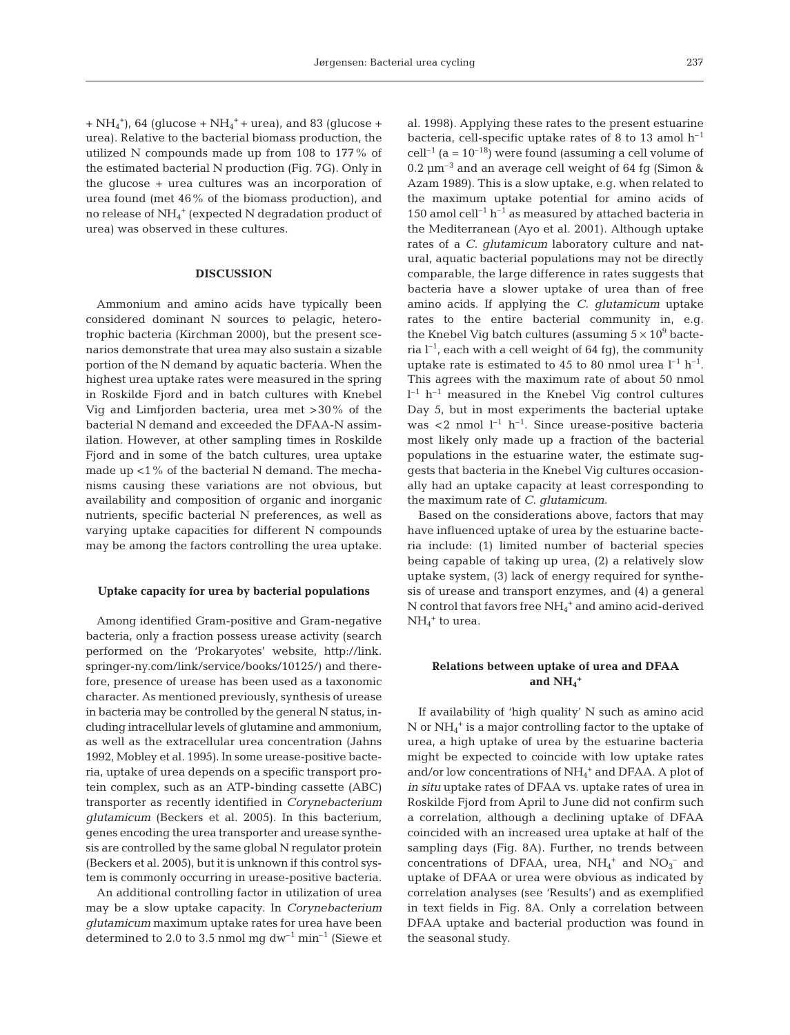+ $NH_4^+$), 64 (glucose + $NH_4^+$ + urea), and 83 (glucose + urea). Relative to the bacterial biomass production, the utilized N compounds made up from 108 to 177% of the estimated bacterial N production (Fig. 7G). Only in the glucose + urea cultures was an incorporation of urea found (met 46% of the biomass production), and no release of $NH_4^+$ (expected N degradation product of urea) was observed in these cultures.

## DISCUSSION

Ammonium and amino acids have typically been considered dominant N sources to pelagic, heterotrophic bacteria (Kirchman 2000), but the present scenarios demonstrate that urea may also sustain a sizable portion of the N demand by aquatic bacteria. When the highest urea uptake rates were measured in the spring in Roskilde Fjord and in batch cultures with Knebel Vig and Limfjorden bacteria, urea met >30% of the bacterial N demand and exceeded the DFAA-N assimilation. However, at other sampling times in Roskilde Fjord and in some of the batch cultures, urea uptake made up <1% of the bacterial N demand. The mechanisms causing these variations are not obvious, but availability and composition of organic and inorganic nutrients, specific bacterial N preferences, as well as varying uptake capacities for different N compounds may be among the factors controlling the urea uptake.

### Uptake capacity for urea by bacterial populations

Among identified Gram-positive and Gram-negative bacteria, only a fraction possess urease activity (search performed on the 'Prokaryotes' website, http://link.springer-ny.com/link/service/books/10125/) and therefore, presence of urease has been used as a taxonomic character. As mentioned previously, synthesis of urease in bacteria may be controlled by the general N status, including intracellular levels of glutamine and ammonium, as well as the extracellular urea concentration (Jahns 1992, Mobley et al. 1995). In some urease-positive bacteria, uptake of urea depends on a specific transport protein complex, such as an ATP-binding cassette (ABC) transporter as recently identified in *Corynebacterium glutamicum* (Beckers et al. 2005). In this bacterium, genes encoding the urea transporter and urease synthesis are controlled by the same global N regulator protein (Beckers et al. 2005), but it is unknown if this control system is commonly occurring in urease-positive bacteria.

An additional controlling factor in utilization of urea may be a slow uptake capacity. In *Corynebacterium glutamicum* maximum uptake rates for urea have been determined to 2.0 to 3.5 nmol mg dw$^{-1}$ min$^{-1}$ (Siewe et al. 1998). Applying these rates to the present estuarine bacteria, cell-specific uptake rates of 8 to 13 amol h$^{-1}$ cell$^{-1}$ (a = $10^{-18}$) were found (assuming a cell volume of 0.2 µm$^{-3}$ and an average cell weight of 64 fg (Simon & Azam 1989). This is a slow uptake, e.g. when related to the maximum uptake potential for amino acids of 150 amol cell$^{-1}$ h$^{-1}$ as measured by attached bacteria in the Mediterranean (Ayo et al. 2001). Although uptake rates of a *C. glutamicum* laboratory culture and natural, aquatic bacterial populations may not be directly comparable, the large difference in rates suggests that bacteria have a slower uptake of urea than of free amino acids. If applying the *C. glutamicum* uptake rates to the entire bacterial community in, e.g. the Knebel Vig batch cultures (assuming $5 \times 10^9$ bacteria l$^{-1}$, each with a cell weight of 64 fg), the community uptake rate is estimated to 45 to 80 nmol urea l$^{-1}$ h$^{-1}$. This agrees with the maximum rate of about 50 nmol l$^{-1}$ h$^{-1}$ measured in the Knebel Vig control cultures Day 5, but in most experiments the bacterial uptake was <2 nmol l$^{-1}$ h$^{-1}$. Since urease-positive bacteria most likely only made up a fraction of the bacterial populations in the estuarine water, the estimate suggests that bacteria in the Knebel Vig cultures occasionally had an uptake capacity at least corresponding to the maximum rate of *C. glutamicum*.

Based on the considerations above, factors that may have influenced uptake of urea by the estuarine bacteria include: (1) limited number of bacterial species being capable of taking up urea, (2) a relatively slow uptake system, (3) lack of energy required for synthesis of urease and transport enzymes, and (4) a general N control that favors free $NH_4^+$ and amino acid-derived $NH_4^+$ to urea.

### Relations between uptake of urea and DFAA and $NH_4^+$

If availability of 'high quality' N such as amino acid N or $NH_4^+$ is a major controlling factor to the uptake of urea, a high uptake of urea by the estuarine bacteria might be expected to coincide with low uptake rates and/or low concentrations of $NH_4^+$ and DFAA. A plot of *in situ* uptake rates of DFAA vs. uptake rates of urea in Roskilde Fjord from April to June did not confirm such a correlation, although a declining uptake of DFAA coincided with an increased urea uptake at half of the sampling days (Fig. 8A). Further, no trends between concentrations of DFAA, urea, $NH_4^+$ and $NO_3^-$ and uptake of DFAA or urea were obvious as indicated by correlation analyses (see 'Results') and as exemplified in text fields in Fig. 8A. Only a correlation between DFAA uptake and bacterial production was found in the seasonal study.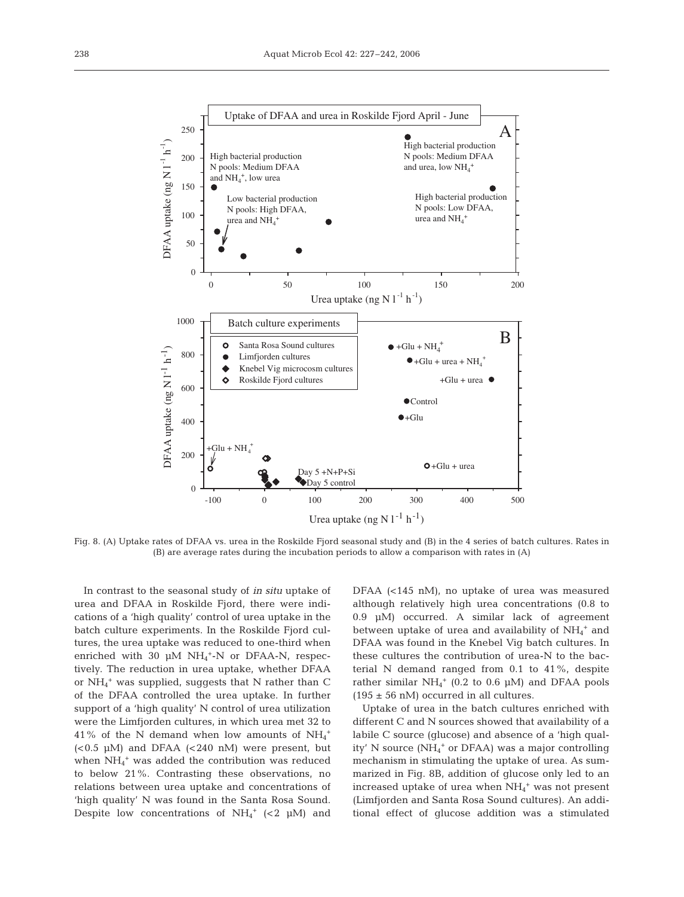Fig. 8. (A) Uptake rates of DFAA vs. urea in the Roskilde Fjord seasonal study and (B) in the 4 series of batch cultures. Rates in (B) are average rates during the incubation periods to allow a comparison with rates in (A)

In contrast to the seasonal study of *in situ* uptake of urea and DFAA in Roskilde Fjord, there were indications of a 'high quality' control of urea uptake in the batch culture experiments. In the Roskilde Fjord cultures, the urea uptake was reduced to one-third when enriched with 30 µM $NH_4^+$-N or DFAA-N, respectively. The reduction in urea uptake, whether DFAA or $NH_4^+$ was supplied, suggests that N rather than C of the DFAA controlled the urea uptake. In further support of a 'high quality' N control of urea utilization were the Limfjorden cultures, in which urea met 32 to 41% of the N demand when low amounts of $NH_4^+$ (<0.5 µM) and DFAA (<240 nM) were present, but when $NH_4^+$ was added the contribution was reduced to below 21%. Contrasting these observations, no relations between urea uptake and concentrations of 'high quality' N was found in the Santa Rosa Sound. Despite low concentrations of $NH_4^+$ (<2 µM) and DFAA (<145 nM), no uptake of urea was measured although relatively high urea concentrations (0.8 to 0.9 µM) occurred. A similar lack of agreement between uptake of urea and availability of $NH_4^+$ and DFAA was found in the Knebel Vig batch cultures. In these cultures the contribution of urea-N to the bacterial N demand ranged from 0.1 to 41%, despite rather similar $NH_4^+$ (0.2 to 0.6 µM) and DFAA pools (195 ± 56 nM) occurred in all cultures.

Uptake of urea in the batch cultures enriched with different C and N sources showed that availability of a labile C source (glucose) and absence of a 'high quality' N source ($NH_4^+$ or DFAA) was a major controlling mechanism in stimulating the uptake of urea. As summarized in Fig. 8B, addition of glucose only led to an increased uptake of urea when $NH_4^+$ was not present (Limfjorden and Santa Rosa Sound cultures). An additional effect of glucose addition was a stimulated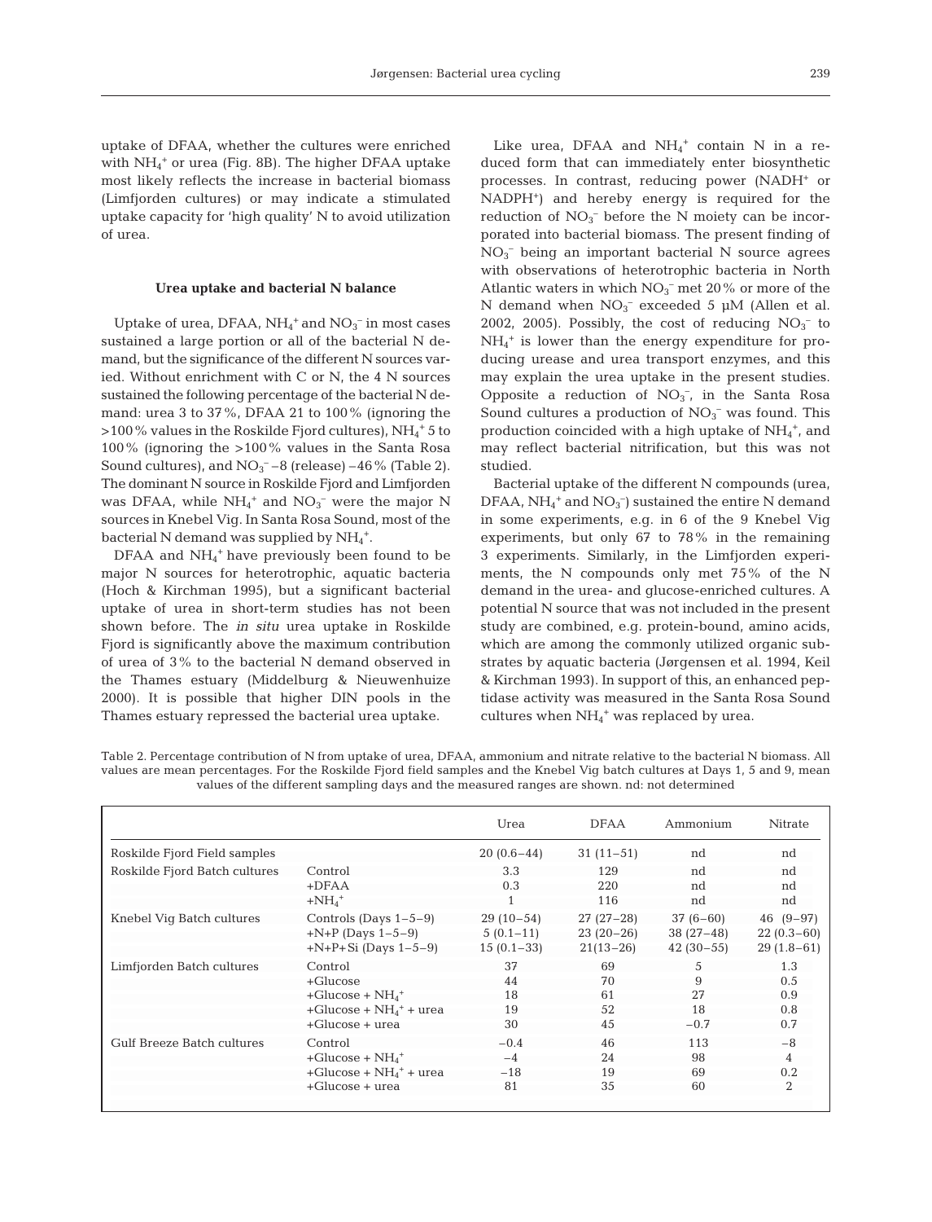uptake of DFAA, whether the cultures were enriched with $NH_4^+$ or urea (Fig. 8B). The higher DFAA uptake most likely reflects the increase in bacterial biomass (Limfjorden cultures) or may indicate a stimulated uptake capacity for 'high quality' N to avoid utilization of urea.

### Urea uptake and bacterial N balance

Uptake of urea, DFAA, $NH_4^+$ and $NO_3^-$ in most cases sustained a large portion or all of the bacterial N demand, but the significance of the different N sources varied. Without enrichment with C or N, the 4 N sources sustained the following percentage of the bacterial N demand: urea 3 to 37%, DFAA 21 to 100% (ignoring the >100% values in the Roskilde Fjord cultures), $NH_4^+$ 5 to 100% (ignoring the >100% values in the Santa Rosa Sound cultures), and $NO_3^-$ –8 (release) –46% (Table 2). The dominant N source in Roskilde Fjord and Limfjorden was DFAA, while $NH_4^+$ and $NO_3^-$ were the major N sources in Knebel Vig. In Santa Rosa Sound, most of the bacterial N demand was supplied by $NH_4^+$.

DFAA and $NH_4^+$ have previously been found to be major N sources for heterotrophic, aquatic bacteria (Hoch & Kirchman 1995), but a significant bacterial uptake of urea in short-term studies has not been shown before. The *in situ* urea uptake in Roskilde Fjord is significantly above the maximum contribution of urea of 3% to the bacterial N demand observed in the Thames estuary (Middelburg & Nieuwenhuize 2000). It is possible that higher DIN pools in the Thames estuary repressed the bacterial urea uptake.

Like urea, DFAA and $NH_4^+$ contain N in a reduced form that can immediately enter biosynthetic processes. In contrast, reducing power ($NADH^+$ or $NADPH^+$) and hereby energy is required for the reduction of $NO_3^-$ before the N moiety can be incorporated into bacterial biomass. The present finding of $NO_3^-$ being an important bacterial N source agrees with observations of heterotrophic bacteria in North Atlantic waters in which $NO_3^-$ met 20% or more of the N demand when $NO_3^-$ exceeded 5 µM (Allen et al. 2002, 2005). Possibly, the cost of reducing $NO_3^-$ to $NH_4^+$ is lower than the energy expenditure for producing urease and urea transport enzymes, and this may explain the urea uptake in the present studies. Opposite a reduction of $NO_3^-$, in the Santa Rosa Sound cultures a production of $NO_3^-$ was found. This production coincided with a high uptake of $NH_4^+$, and may reflect bacterial nitrification, but this was not studied.

Bacterial uptake of the different N compounds (urea, DFAA, $NH_4^+$ and $NO_3^-$) sustained the entire N demand in some experiments, e.g. in 6 of the 9 Knebel Vig experiments, but only 67 to 78% in the remaining 3 experiments. Similarly, in the Limfjorden experiments, the N compounds only met 75% of the N demand in the urea- and glucose-enriched cultures. A potential N source that was not included in the present study are combined, e.g. protein-bound, amino acids, which are among the commonly utilized organic substrates by aquatic bacteria (Jørgensen et al. 1994, Keil & Kirchman 1993). In support of this, an enhanced peptidase activity was measured in the Santa Rosa Sound cultures when $NH_4^+$ was replaced by urea.

Table 2. Percentage contribution of N from uptake of urea, DFAA, ammonium and nitrate relative to the bacterial N biomass. All values are mean percentages. For the Roskilde Fjord field samples and the Knebel Vig batch cultures at Days 1, 5 and 9, mean values of the different sampling days and the measured ranges are shown. nd: not determined

| | | Urea | DFAA | Ammonium | Nitrate |
|---|---|---|---|---|---|
| Roskilde Fjord Field samples | | 20 (0.6–44) | 31 (11–51) | nd | nd |
| Roskilde Fjord Batch cultures | Control | 3.3 | 129 | nd | nd |
| | +DFAA | 0.3 | 220 | nd | nd |
| | $+NH_4^+$ | 1 | 116 | nd | nd |
| Knebel Vig Batch cultures | Controls (Days 1–5–9) | 29 (10–54) | 27 (27–28) | 37 (6–60) | 46 (9–97) |
| | +N+P (Days 1–5–9) | 5 (0.1–11) | 23 (20–26) | 38 (27–48) | 22 (0.3–60) |
| | +N+P+Si (Days 1–5–9) | 15 (0.1–33) | 21(13–26) | 42 (30–55) | 29 (1.8–61) |
| Limfjorden Batch cultures | Control | 37 | 69 | 5 | 1.3 |
| | +Glucose | 44 | 70 | 9 | 0.5 |
| | +Glucose + $NH_4^+$ | 18 | 61 | 27 | 0.9 |
| | +Glucose + $NH_4^+$ + urea | 19 | 52 | 18 | 0.8 |
| | +Glucose + urea | 30 | 45 | −0.7 | 0.7 |
| Gulf Breeze Batch cultures | Control | −0.4 | 46 | 113 | −8 |
| | +Glucose + $NH_4^+$ | −4 | 24 | 98 | 4 |
| | +Glucose + $NH_4^+$ + urea | −18 | 19 | 69 | 0.2 |
| | +Glucose + urea | 81 | 35 | 60 | 2 |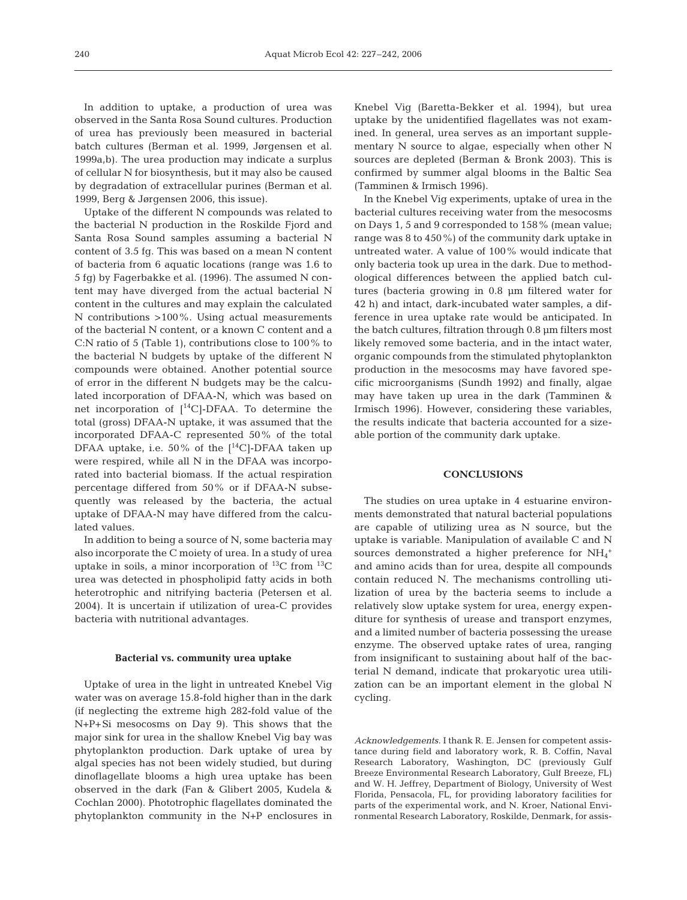In addition to uptake, a production of urea was observed in the Santa Rosa Sound cultures. Production of urea has previously been measured in bacterial batch cultures (Berman et al. 1999, Jørgensen et al. 1999a,b). The urea production may indicate a surplus of cellular N for biosynthesis, but it may also be caused by degradation of extracellular purines (Berman et al. 1999, Berg & Jørgensen 2006, this issue).

Uptake of the different N compounds was related to the bacterial N production in the Roskilde Fjord and Santa Rosa Sound samples assuming a bacterial N content of 3.5 fg. This was based on a mean N content of bacteria from 6 aquatic locations (range was 1.6 to 5 fg) by Fagerbakke et al. (1996). The assumed N content may have diverged from the actual bacterial N content in the cultures and may explain the calculated N contributions >100%. Using actual measurements of the bacterial N content, or a known C content and a C:N ratio of 5 (Table 1), contributions close to 100% to the bacterial N budgets by uptake of the different N compounds were obtained. Another potential source of error in the different N budgets may be the calculated incorporation of DFAA-N, which was based on net incorporation of [$^{14}C$]-DFAA. To determine the total (gross) DFAA-N uptake, it was assumed that the incorporated DFAA-C represented 50% of the total DFAA uptake, i.e. 50% of the [$^{14}C$]-DFAA taken up were respired, while all N in the DFAA was incorporated into bacterial biomass. If the actual respiration percentage differed from 50% or if DFAA-N subsequently was released by the bacteria, the actual uptake of DFAA-N may have differed from the calculated values.

In addition to being a source of N, some bacteria may also incorporate the C moiety of urea. In a study of urea uptake in soils, a minor incorporation of $^{13}C$ from $^{13}C$ urea was detected in phospholipid fatty acids in both heterotrophic and nitrifying bacteria (Petersen et al. 2004). It is uncertain if utilization of urea-C provides bacteria with nutritional advantages.

#### Bacterial vs. community urea uptake

Uptake of urea in the light in untreated Knebel Vig water was on average 15.8-fold higher than in the dark (if neglecting the extreme high 282-fold value of the N+P+Si mesocosms on Day 9). This shows that the major sink for urea in the shallow Knebel Vig bay was phytoplankton production. Dark uptake of urea by algal species has not been widely studied, but during dinoflagellate blooms a high urea uptake has been observed in the dark (Fan & Glibert 2005, Kudela & Cochlan 2000). Phototrophic flagellates dominated the phytoplankton community in the N+P enclosures in Knebel Vig (Baretta-Bekker et al. 1994), but urea uptake by the unidentified flagellates was not examined. In general, urea serves as an important supplementary N source to algae, especially when other N sources are depleted (Berman & Bronk 2003). This is confirmed by summer algal blooms in the Baltic Sea (Tamminen & Irmisch 1996).

In the Knebel Vig experiments, uptake of urea in the bacterial cultures receiving water from the mesocosms on Days 1, 5 and 9 corresponded to 158% (mean value; range was 8 to 450%) of the community dark uptake in untreated water. A value of 100% would indicate that only bacteria took up urea in the dark. Due to methodological differences between the applied batch cultures (bacteria growing in 0.8 µm filtered water for 42 h) and intact, dark-incubated water samples, a difference in urea uptake rate would be anticipated. In the batch cultures, filtration through 0.8 µm filters most likely removed some bacteria, and in the intact water, organic compounds from the stimulated phytoplankton production in the mesocosms may have favored specific microorganisms (Sundh 1992) and finally, algae may have taken up urea in the dark (Tamminen & Irmisch 1996). However, considering these variables, the results indicate that bacteria accounted for a sizeable portion of the community dark uptake.

### CONCLUSIONS

The studies on urea uptake in 4 estuarine environments demonstrated that natural bacterial populations are capable of utilizing urea as N source, but the uptake is variable. Manipulation of available C and N sources demonstrated a higher preference for $NH_4^+$ and amino acids than for urea, despite all compounds contain reduced N. The mechanisms controlling utilization of urea by the bacteria seems to include a relatively slow uptake system for urea, energy expenditure for synthesis of urease and transport enzymes, and a limited number of bacteria possessing the urease enzyme. The observed uptake rates of urea, ranging from insignificant to sustaining about half of the bacterial N demand, indicate that prokaryotic urea utilization can be an important element in the global N cycling.

*Acknowledgements.* I thank R. E. Jensen for competent assistance during field and laboratory work, R. B. Coffin, Naval Research Laboratory, Washington, DC (previously Gulf Breeze Environmental Research Laboratory, Gulf Breeze, FL) and W. H. Jeffrey, Department of Biology, University of West Florida, Pensacola, FL, for providing laboratory facilities for parts of the experimental work, and N. Kroer, National Environmental Research Laboratory, Roskilde, Denmark, for assis-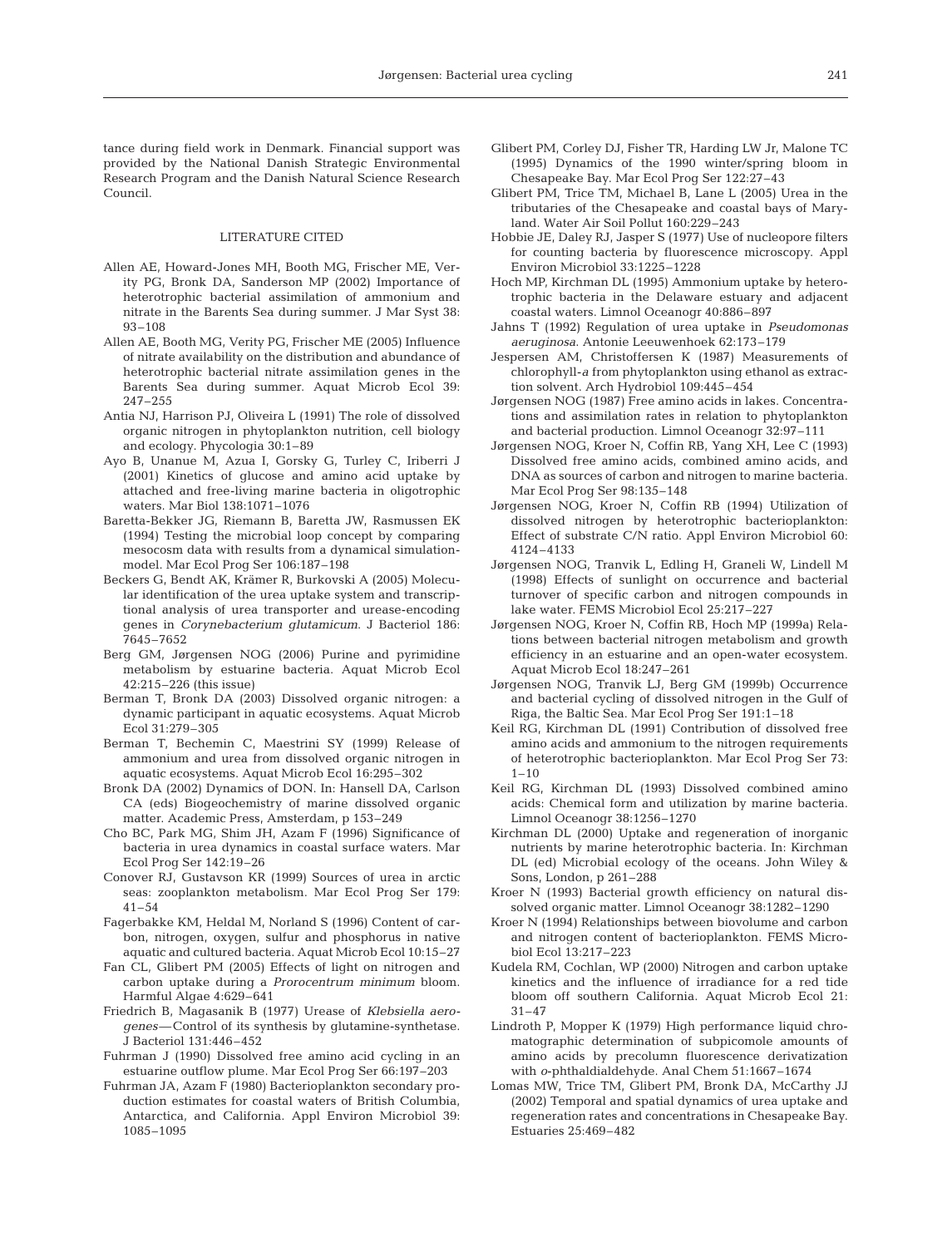tance during field work in Denmark. Financial support was provided by the National Danish Strategic Environmental Research Program and the Danish Natural Science Research Council.

## LITERATURE CITED

Allen AE, Howard-Jones MH, Booth MG, Frischer ME, Verity PG, Bronk DA, Sanderson MP (2002) Importance of heterotrophic bacterial assimilation of ammonium and nitrate in the Barents Sea during summer. J Mar Syst 38: 93–108

Allen AE, Booth MG, Verity PG, Frischer ME (2005) Influence of nitrate availability on the distribution and abundance of heterotrophic bacterial nitrate assimilation genes in the Barents Sea during summer. Aquat Microb Ecol 39: 247–255

Antia NJ, Harrison PJ, Oliveira L (1991) The role of dissolved organic nitrogen in phytoplankton nutrition, cell biology and ecology. Phycologia 30:1–89

Ayo B, Unanue M, Azua I, Gorsky G, Turley C, Iriberri J (2001) Kinetics of glucose and amino acid uptake by attached and free-living marine bacteria in oligotrophic waters. Mar Biol 138:1071–1076

Baretta-Bekker JG, Riemann B, Baretta JW, Rasmussen EK (1994) Testing the microbial loop concept by comparing mesocosm data with results from a dynamical simulation-model. Mar Ecol Prog Ser 106:187–198

Beckers G, Bendt AK, Krämer R, Burkovski A (2005) Molecular identification of the urea uptake system and transcriptional analysis of urea transporter and urease-encoding genes in *Corynebacterium glutamicum*. J Bacteriol 186: 7645–7652

Berg GM, Jørgensen NOG (2006) Purine and pyrimidine metabolism by estuarine bacteria. Aquat Microb Ecol 42:215–226 (this issue)

Berman T, Bronk DA (2003) Dissolved organic nitrogen: a dynamic participant in aquatic ecosystems. Aquat Microb Ecol 31:279–305

Berman T, Bechemin C, Maestrini SY (1999) Release of ammonium and urea from dissolved organic nitrogen in aquatic ecosystems. Aquat Microb Ecol 16:295–302

Bronk DA (2002) Dynamics of DON. In: Hansell DA, Carlson CA (eds) Biogeochemistry of marine dissolved organic matter. Academic Press, Amsterdam, p 153–249

Cho BC, Park MG, Shim JH, Azam F (1996) Significance of bacteria in urea dynamics in coastal surface waters. Mar Ecol Prog Ser 142:19–26

Conover RJ, Gustavson KR (1999) Sources of urea in arctic seas: zooplankton metabolism. Mar Ecol Prog Ser 179: 41–54

Fagerbakke KM, Heldal M, Norland S (1996) Content of carbon, nitrogen, oxygen, sulfur and phosphorus in native aquatic and cultured bacteria. Aquat Microb Ecol 10:15–27

Fan CL, Glibert PM (2005) Effects of light on nitrogen and carbon uptake during a *Prorocentrum minimum* bloom. Harmful Algae 4:629–641

Friedrich B, Magasanik B (1977) Urease of *Klebsiella aerogenes*—Control of its synthesis by glutamine-synthetase. J Bacteriol 131:446–452

Fuhrman J (1990) Dissolved free amino acid cycling in an estuarine outflow plume. Mar Ecol Prog Ser 66:197–203

Fuhrman JA, Azam F (1980) Bacterioplankton secondary production estimates for coastal waters of British Columbia, Antarctica, and California. Appl Environ Microbiol 39: 1085–1095

Glibert PM, Corley DJ, Fisher TR, Harding LW Jr, Malone TC (1995) Dynamics of the 1990 winter/spring bloom in Chesapeake Bay. Mar Ecol Prog Ser 122:27–43

Glibert PM, Trice TM, Michael B, Lane L (2005) Urea in the tributaries of the Chesapeake and coastal bays of Maryland. Water Air Soil Pollut 160:229–243

Hobbie JE, Daley RJ, Jasper S (1977) Use of nucleopore filters for counting bacteria by fluorescence microscopy. Appl Environ Microbiol 33:1225–1228

Hoch MP, Kirchman DL (1995) Ammonium uptake by heterotrophic bacteria in the Delaware estuary and adjacent coastal waters. Limnol Oceanogr 40:886–897

Jahns T (1992) Regulation of urea uptake in *Pseudomonas aeruginosa*. Antonie Leeuwenhoek 62:173–179

Jespersen AM, Christoffersen K (1987) Measurements of chlorophyll-*a* from phytoplankton using ethanol as extraction solvent. Arch Hydrobiol 109:445–454

Jørgensen NOG (1987) Free amino acids in lakes. Concentrations and assimilation rates in relation to phytoplankton and bacterial production. Limnol Oceanogr 32:97–111

Jørgensen NOG, Kroer N, Coffin RB, Yang XH, Lee C (1993) Dissolved free amino acids, combined amino acids, and DNA as sources of carbon and nitrogen to marine bacteria. Mar Ecol Prog Ser 98:135–148

Jørgensen NOG, Kroer N, Coffin RB (1994) Utilization of dissolved nitrogen by heterotrophic bacterioplankton: Effect of substrate C/N ratio. Appl Environ Microbiol 60: 4124–4133

Jørgensen NOG, Tranvik L, Edling H, Graneli W, Lindell M (1998) Effects of sunlight on occurrence and bacterial turnover of specific carbon and nitrogen compounds in lake water. FEMS Microbiol Ecol 25:217–227

Jørgensen NOG, Kroer N, Coffin RB, Hoch MP (1999a) Relations between bacterial nitrogen metabolism and growth efficiency in an estuarine and an open-water ecosystem. Aquat Microb Ecol 18:247–261

Jørgensen NOG, Tranvik LJ, Berg GM (1999b) Occurrence and bacterial cycling of dissolved nitrogen in the Gulf of Riga, the Baltic Sea. Mar Ecol Prog Ser 191:1–18

Keil RG, Kirchman DL (1991) Contribution of dissolved free amino acids and ammonium to the nitrogen requirements of heterotrophic bacterioplankton. Mar Ecol Prog Ser 73: 1–10

Keil RG, Kirchman DL (1993) Dissolved combined amino acids: Chemical form and utilization by marine bacteria. Limnol Oceanogr 38:1256–1270

Kirchman DL (2000) Uptake and regeneration of inorganic nutrients by marine heterotrophic bacteria. In: Kirchman DL (ed) Microbial ecology of the oceans. John Wiley & Sons, London, p 261–288

Kroer N (1993) Bacterial growth efficiency on natural dissolved organic matter. Limnol Oceanogr 38:1282–1290

Kroer N (1994) Relationships between biovolume and carbon and nitrogen content of bacterioplankton. FEMS Microbiol Ecol 13:217–223

Kudela RM, Cochlan, WP (2000) Nitrogen and carbon uptake kinetics and the influence of irradiance for a red tide bloom off southern California. Aquat Microb Ecol 21: 31–47

Lindroth P, Mopper K (1979) High performance liquid chromatographic determination of subpicomole amounts of amino acids by precolumn fluorescence derivatization with *o*-phthaldialdehyde. Anal Chem 51:1667–1674

Lomas MW, Trice TM, Glibert PM, Bronk DA, McCarthy JJ (2002) Temporal and spatial dynamics of urea uptake and regeneration rates and concentrations in Chesapeake Bay. Estuaries 25:469–482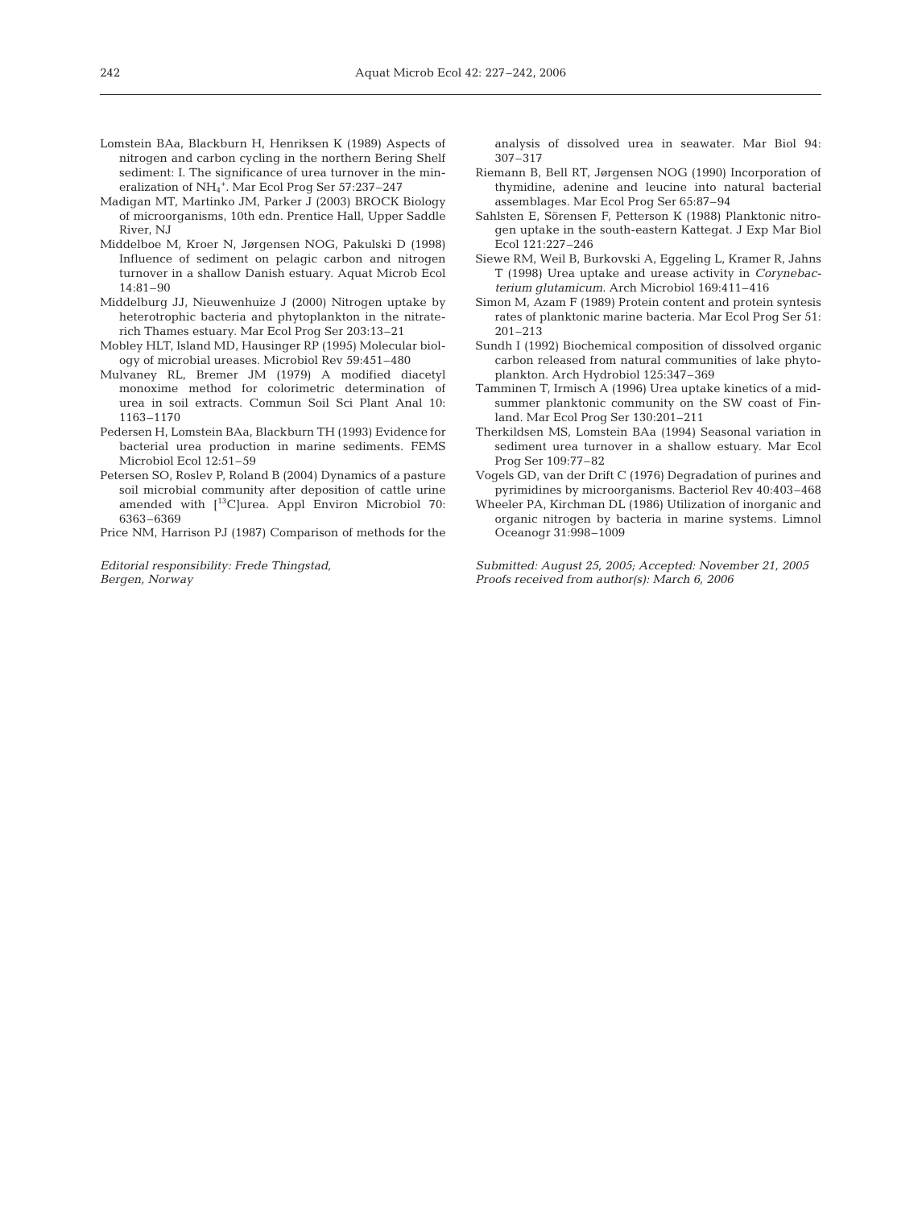Lomstein BAa, Blackburn H, Henriksen K (1989) Aspects of nitrogen and carbon cycling in the northern Bering Shelf sediment: I. The significance of urea turnover in the mineralization of $NH_4^+$. Mar Ecol Prog Ser 57:237–247

Madigan MT, Martinko JM, Parker J (2003) BROCK Biology of microorganisms, 10th edn. Prentice Hall, Upper Saddle River, NJ

Middelboe M, Kroer N, Jørgensen NOG, Pakulski D (1998) Influence of sediment on pelagic carbon and nitrogen turnover in a shallow Danish estuary. Aquat Microb Ecol 14:81–90

Middelburg JJ, Nieuwenhuize J (2000) Nitrogen uptake by heterotrophic bacteria and phytoplankton in the nitrate-rich Thames estuary. Mar Ecol Prog Ser 203:13–21

Mobley HLT, Island MD, Hausinger RP (1995) Molecular biology of microbial ureases. Microbiol Rev 59:451–480

Mulvaney RL, Bremer JM (1979) A modified diacetyl monoxime method for colorimetric determination of urea in soil extracts. Commun Soil Sci Plant Anal 10: 1163–1170

Pedersen H, Lomstein BAa, Blackburn TH (1993) Evidence for bacterial urea production in marine sediments. FEMS Microbiol Ecol 12:51–59

Petersen SO, Roslev P, Roland B (2004) Dynamics of a pasture soil microbial community after deposition of cattle urine amended with [$^{13}$C]urea. Appl Environ Microbiol 70: 6363–6369

Price NM, Harrison PJ (1987) Comparison of methods for the analysis of dissolved urea in seawater. Mar Biol 94: 307–317

Riemann B, Bell RT, Jørgensen NOG (1990) Incorporation of thymidine, adenine and leucine into natural bacterial assemblages. Mar Ecol Prog Ser 65:87–94

Sahlsten E, Sörensen F, Petterson K (1988) Planktonic nitrogen uptake in the south-eastern Kattegat. J Exp Mar Biol Ecol 121:227–246

Siewe RM, Weil B, Burkovski A, Eggeling L, Kramer R, Jahns T (1998) Urea uptake and urease activity in *Corynebacterium glutamicum*. Arch Microbiol 169:411–416

Simon M, Azam F (1989) Protein content and protein syntesis rates of planktonic marine bacteria. Mar Ecol Prog Ser 51: 201–213

Sundh I (1992) Biochemical composition of dissolved organic carbon released from natural communities of lake phytoplankton. Arch Hydrobiol 125:347–369

Tamminen T, Irmisch A (1996) Urea uptake kinetics of a midsummer planktonic community on the SW coast of Finland. Mar Ecol Prog Ser 130:201–211

Therkildsen MS, Lomstein BAa (1994) Seasonal variation in sediment urea turnover in a shallow estuary. Mar Ecol Prog Ser 109:77–82

Vogels GD, van der Drift C (1976) Degradation of purines and pyrimidines by microorganisms. Bacteriol Rev 40:403–468

Wheeler PA, Kirchman DL (1986) Utilization of inorganic and organic nitrogen by bacteria in marine systems. Limnol Oceanogr 31:998–1009

*Editorial responsibility: Frede Thingstad, Bergen, Norway*

*Submitted: August 25, 2005; Accepted: November 21, 2005*
*Proofs received from author(s): March 6, 2006*